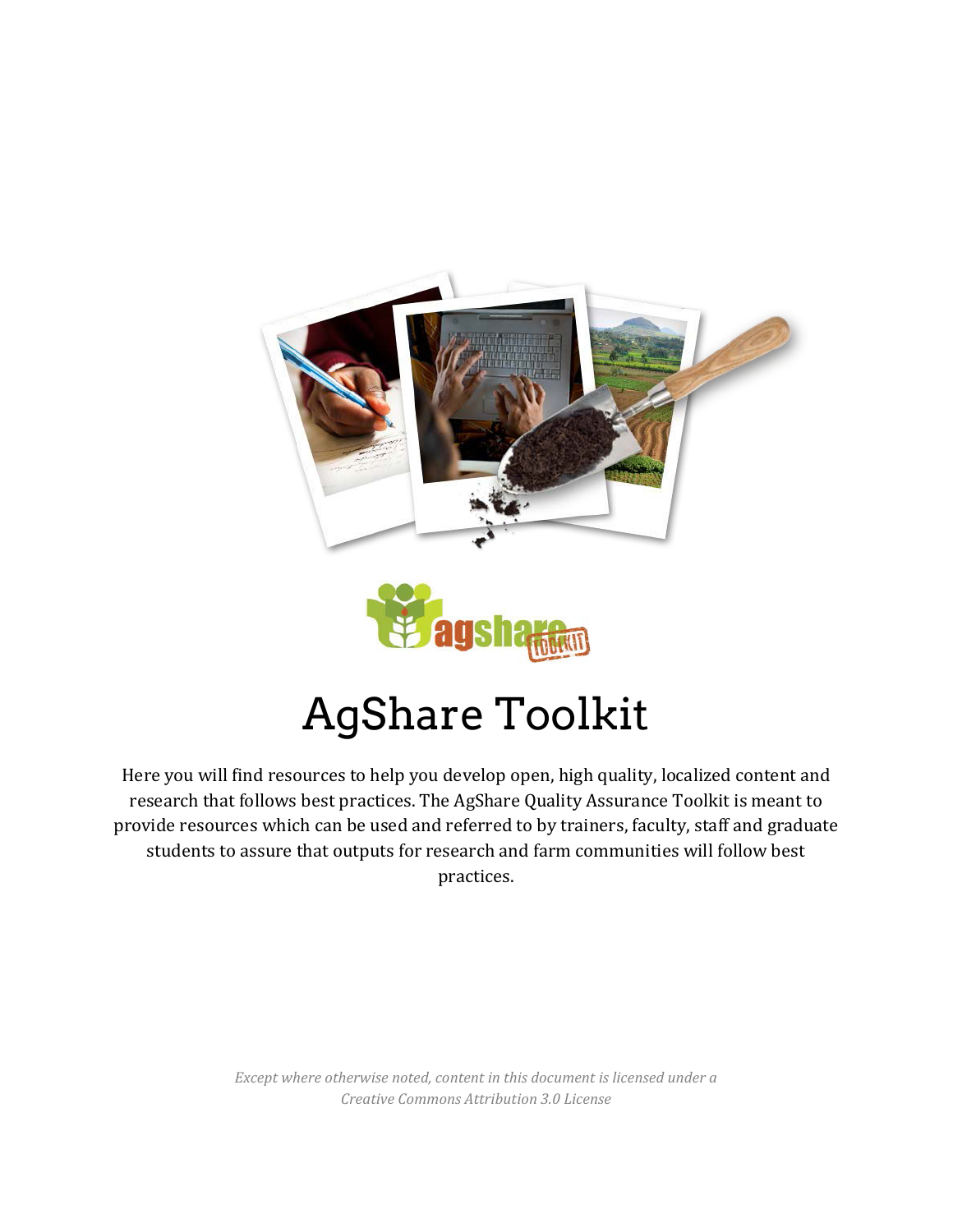# AgShare Toolkit

Here you will find resources to help you develop open, high quality, localized content and research that follows best practices. The AgShare Quality Assurance Toolkit is meant to provide resources which can be used and referred to by trainers, faculty, staff and graduate students to assure that outputs for research and farm communities will follow best practices.

*Except where otherwise noted, content in this document is licensed under a Creative Commons Attribution 3.0 License*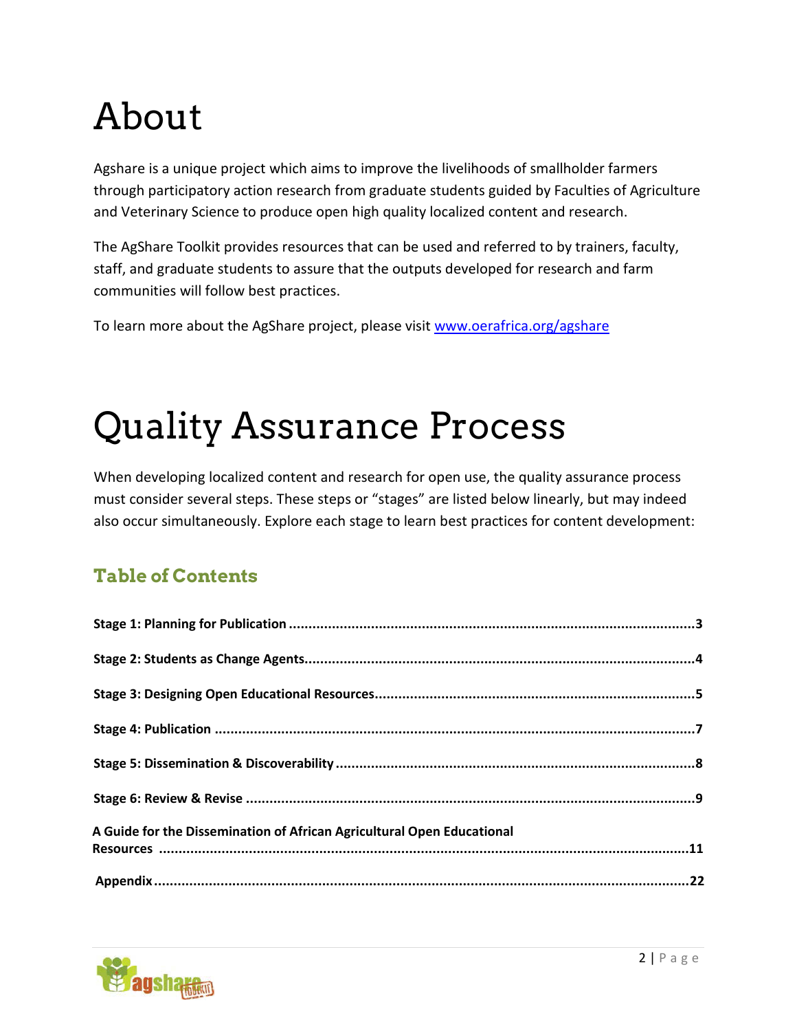# About

Agshare is a unique project which aims to improve the livelihoods of smallholder farmers through participatory action research from graduate students guided by Faculties of Agriculture and Veterinary Science to produce open high quality localized content and research.

The AgShare Toolkit provides resources that can be used and referred to by trainers, faculty, staff, and graduate students to assure that the outputs developed for research and farm communities will follow best practices.

To learn more about the AgShare project, please visit [www.oerafrica.org/agshare](http://www.oerafrica.org/agshare)

# Quality Assurance Process

When developing localized content and research for open use, the quality assurance process must consider several steps. These steps or "stages" are listed below linearly, but may indeed also occur simultaneously. Explore each stage to learn best practices for content development:

## Table of Contents

**Stage 1: Planning for Publication** ........................................................................................................3

**Stage 2: Students as Change Agents** ....................................................................................................4

**Stage 3: Designing Open Educational Resources** ..................................................................................5

**Stage 4: Publication** ...........................................................................................................................7

**Stage 5: Dissemination & Discoverability** ............................................................................................8

**Stage 6: Review & Revise** ...................................................................................................................9

**A Guide for the Dissemination of African Agricultural Open Educational Resources** ........................................................................................................................................11

**Appendix** ..........................................................................................................................................22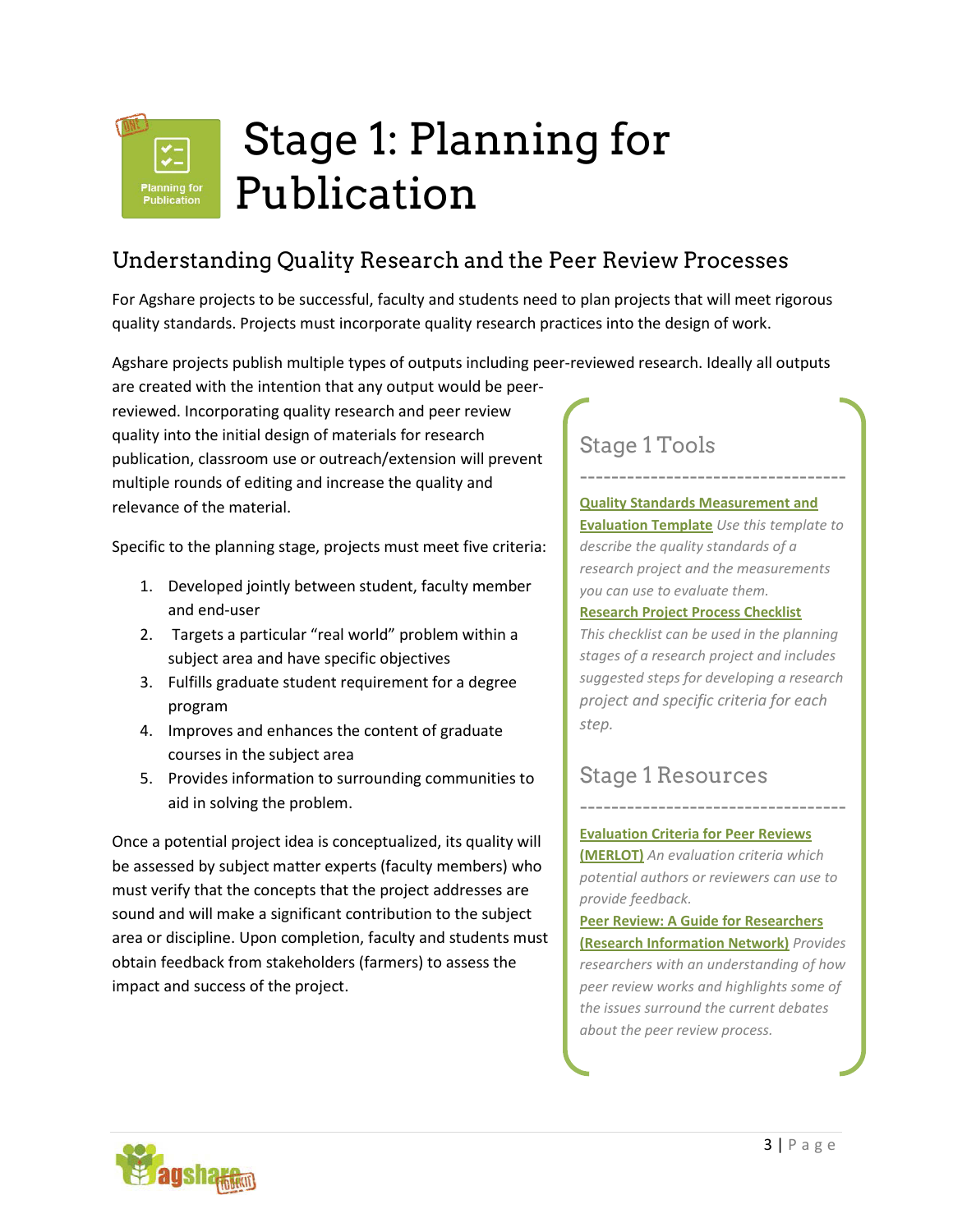# Stage 1: Planning for Publication

## Understanding Quality Research and the Peer Review Processes

For Agshare projects to be successful, faculty and students need to plan projects that will meet rigorous quality standards. Projects must incorporate quality research practices into the design of work.

Agshare projects publish multiple types of outputs including peer-reviewed research. Ideally all outputs are created with the intention that any output would be peer-reviewed. Incorporating quality research and peer review quality into the initial design of materials for research publication, classroom use or outreach/extension will prevent multiple rounds of editing and increase the quality and relevance of the material.

Specific to the planning stage, projects must meet five criteria:

1. Developed jointly between student, faculty member and end-user
2. Targets a particular "real world" problem within a subject area and have specific objectives
3. Fulfills graduate student requirement for a degree program
4. Improves and enhances the content of graduate courses in the subject area
5. Provides information to surrounding communities to aid in solving the problem.

Once a potential project idea is conceptualized, its quality will be assessed by subject matter experts (faculty members) who must verify that the concepts that the project addresses are sound and will make a significant contribution to the subject area or discipline. Upon completion, faculty and students must obtain feedback from stakeholders (farmers) to assess the impact and success of the project.

### Stage 1 Tools

**Quality Standards Measurement and Evaluation Template** *Use this template to describe the quality standards of a research project and the measurements you can use to evaluate them.*

**Research Project Process Checklist** *This checklist can be used in the planning stages of a research project and includes suggested steps for developing a research project and specific criteria for each step.*

### Stage 1 Resources

**Evaluation Criteria for Peer Reviews (MERLOT)** *An evaluation criteria which potential authors or reviewers can use to provide feedback.*

**Peer Review: A Guide for Researchers (Research Information Network)** *Provides researchers with an understanding of how peer review works and highlights some of the issues surround the current debates about the peer review process.*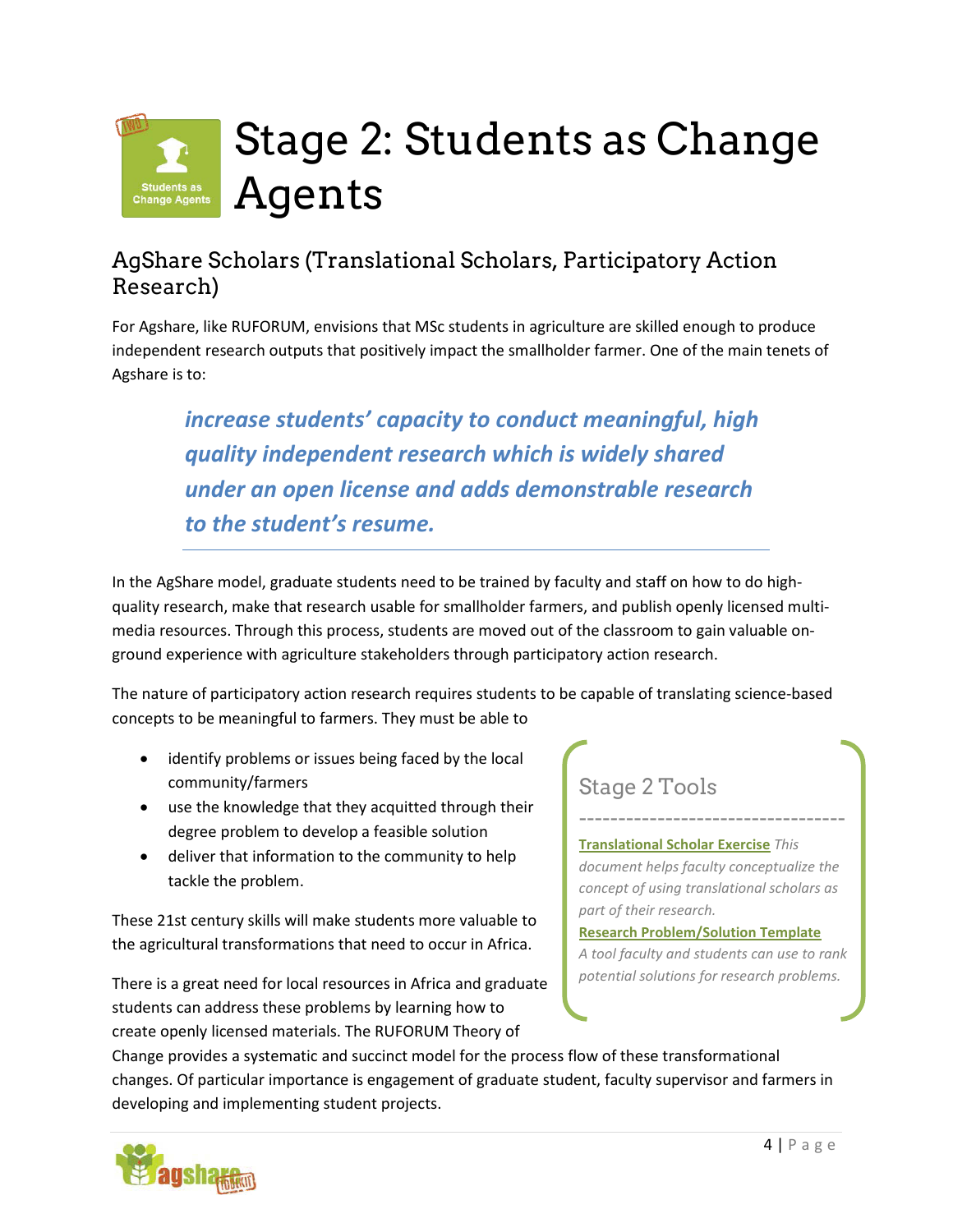# Stage 2: Students as Change Agents

## AgShare Scholars (Translational Scholars, Participatory Action Research)

For Agshare, like RUFORUM, envisions that MSc students in agriculture are skilled enough to produce independent research outputs that positively impact the smallholder farmer. One of the main tenets of Agshare is to:

> ***increase students' capacity to conduct meaningful, high quality independent research which is widely shared under an open license and adds demonstrable research to the student's resume.***

In the AgShare model, graduate students need to be trained by faculty and staff on how to do high-quality research, make that research usable for smallholder farmers, and publish openly licensed multi-media resources. Through this process, students are moved out of the classroom to gain valuable on-ground experience with agriculture stakeholders through participatory action research.

The nature of participatory action research requires students to be capable of translating science-based concepts to be meaningful to farmers. They must be able to

- identify problems or issues being faced by the local community/farmers
- use the knowledge that they acquitted through their degree problem to develop a feasible solution
- deliver that information to the community to help tackle the problem.

These 21st century skills will make students more valuable to the agricultural transformations that need to occur in Africa.

There is a great need for local resources in Africa and graduate students can address these problems by learning how to create openly licensed materials. The RUFORUM Theory of Change provides a systematic and succinct model for the process flow of these transformational changes. Of particular importance is engagement of graduate student, faculty supervisor and farmers in developing and implementing student projects.

### Stage 2 Tools

**Translational Scholar Exercise** *This document helps faculty conceptualize the concept of using translational scholars as part of their research.*

**Research Problem/Solution Template** *A tool faculty and students can use to rank potential solutions for research problems.*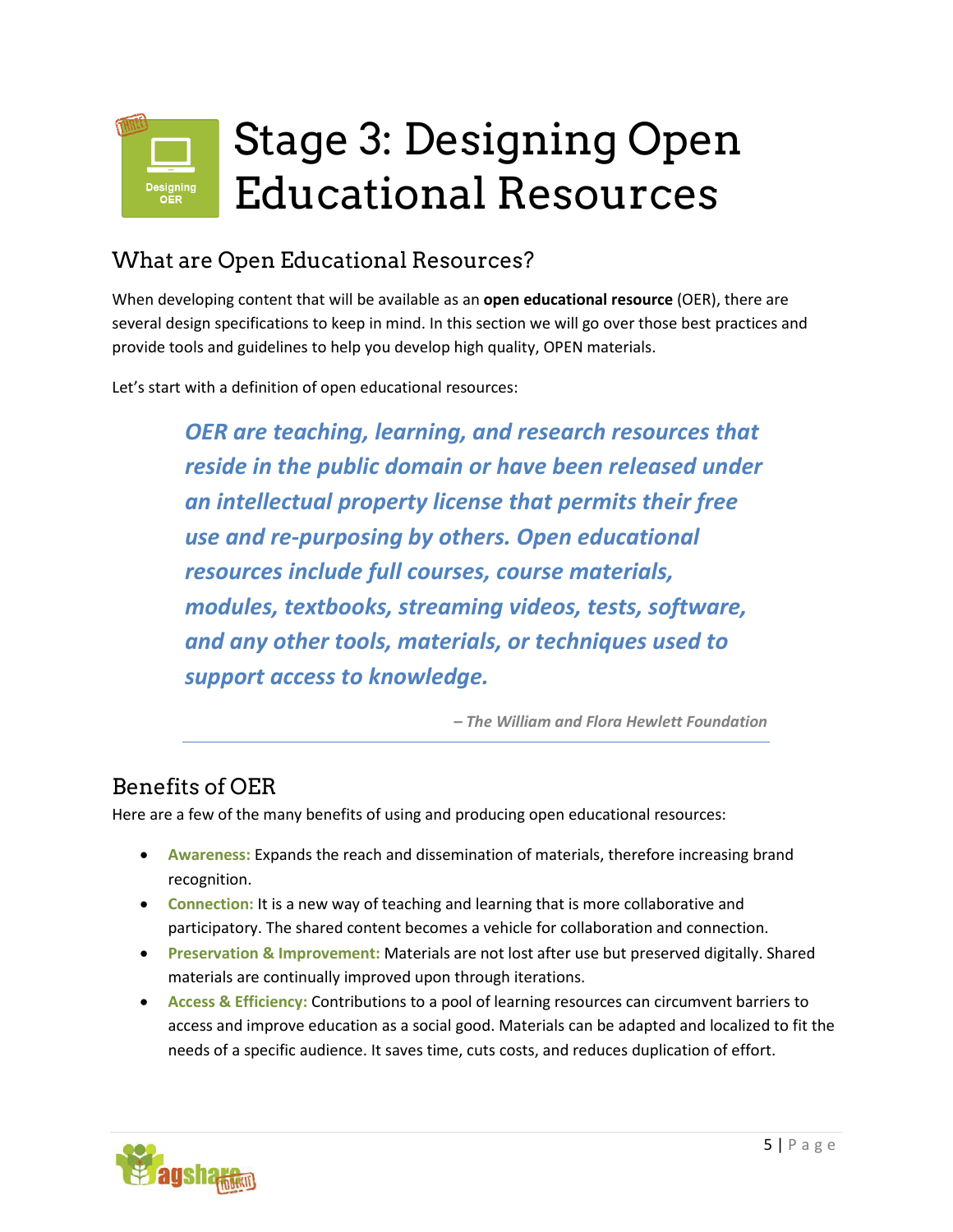# Stage 3: Designing Open Educational Resources

## What are Open Educational Resources?

When developing content that will be available as an **open educational resource** (OER), there are several design specifications to keep in mind. In this section we will go over those best practices and provide tools and guidelines to help you develop high quality, OPEN materials.

Let's start with a definition of open educational resources:

> ***OER are teaching, learning, and research resources that reside in the public domain or have been released under an intellectual property license that permits their free use and re-purposing by others. Open educational resources include full courses, course materials, modules, textbooks, streaming videos, tests, software, and any other tools, materials, or techniques used to support access to knowledge.***
>
> *– The William and Flora Hewlett Foundation*

## Benefits of OER

Here are a few of the many benefits of using and producing open educational resources:

- **Awareness:** Expands the reach and dissemination of materials, therefore increasing brand recognition.
- **Connection:** It is a new way of teaching and learning that is more collaborative and participatory. The shared content becomes a vehicle for collaboration and connection.
- **Preservation & Improvement:** Materials are not lost after use but preserved digitally. Shared materials are continually improved upon through iterations.
- **Access & Efficiency:** Contributions to a pool of learning resources can circumvent barriers to access and improve education as a social good. Materials can be adapted and localized to fit the needs of a specific audience. It saves time, cuts costs, and reduces duplication of effort.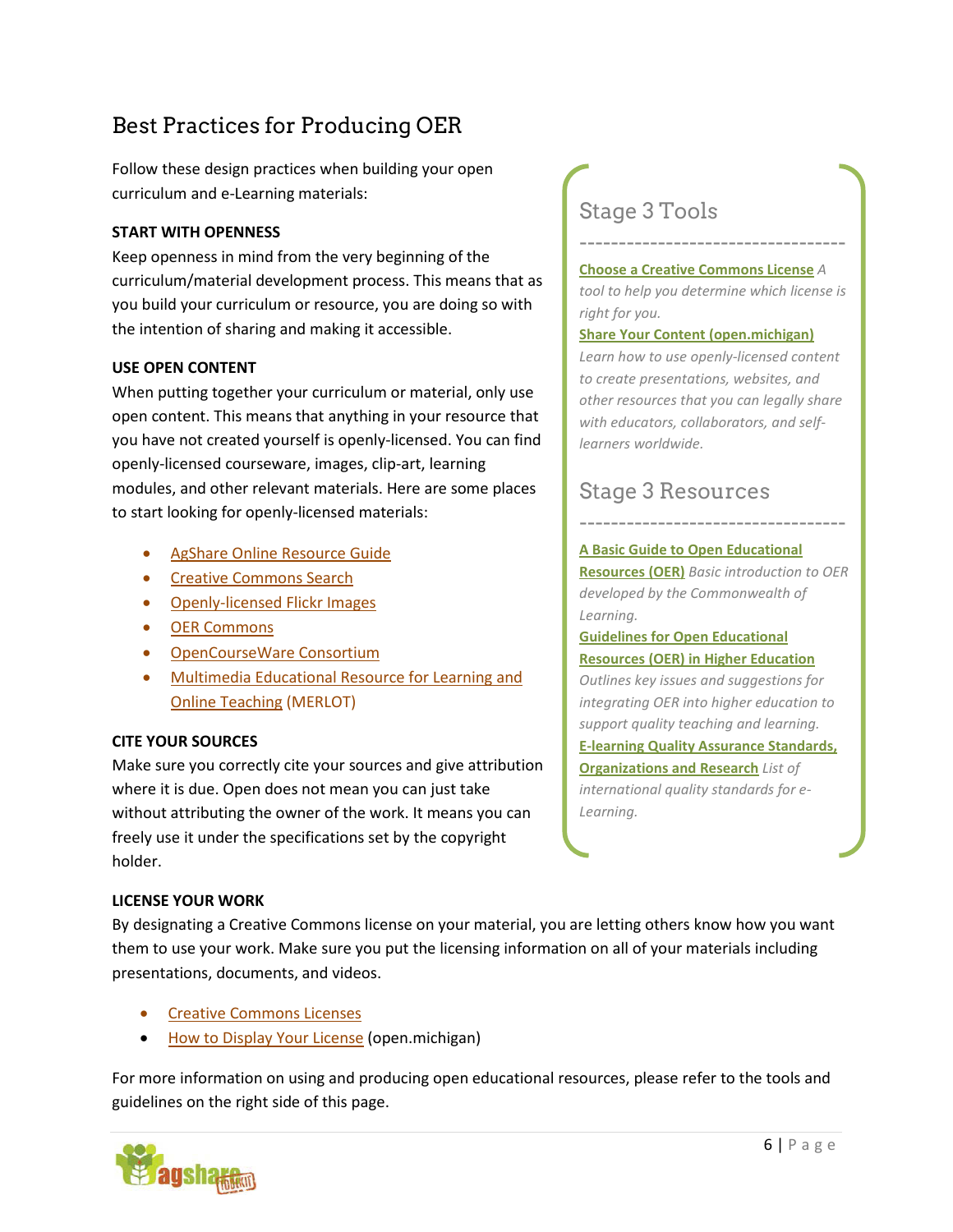## Best Practices for Producing OER

Follow these design practices when building your open curriculum and e-Learning materials:

**START WITH OPENNESS**

Keep openness in mind from the very beginning of the curriculum/material development process. This means that as you build your curriculum or resource, you are doing so with the intention of sharing and making it accessible.

**USE OPEN CONTENT**

When putting together your curriculum or material, only use open content. This means that anything in your resource that you have not created yourself is openly-licensed. You can find openly-licensed courseware, images, clip-art, learning modules, and other relevant materials. Here are some places to start looking for openly-licensed materials:

- AgShare Online Resource Guide
- Creative Commons Search
- Openly-licensed Flickr Images
- OER Commons
- OpenCourseWare Consortium
- Multimedia Educational Resource for Learning and Online Teaching (MERLOT)

**CITE YOUR SOURCES**

Make sure you correctly cite your sources and give attribution where it is due. Open does not mean you can just take without attributing the owner of the work. It means you can freely use it under the specifications set by the copyright holder.

**LICENSE YOUR WORK**

By designating a Creative Commons license on your material, you are letting others know how you want them to use your work. Make sure you put the licensing information on all of your materials including presentations, documents, and videos.

- Creative Commons Licenses
- How to Display Your License (open.michigan)

For more information on using and producing open educational resources, please refer to the tools and guidelines on the right side of this page.

### Stage 3 Tools

**Choose a Creative Commons License** *A tool to help you determine which license is right for you.*

**Share Your Content (open.michigan)** *Learn how to use openly-licensed content to create presentations, websites, and other resources that you can legally share with educators, collaborators, and self-learners worldwide.*

### Stage 3 Resources

**A Basic Guide to Open Educational Resources (OER)** *Basic introduction to OER developed by the Commonwealth of Learning.*

**Guidelines for Open Educational Resources (OER) in Higher Education** *Outlines key issues and suggestions for integrating OER into higher education to support quality teaching and learning.*

**E-learning Quality Assurance Standards, Organizations and Research** *List of international quality standards for e-Learning.*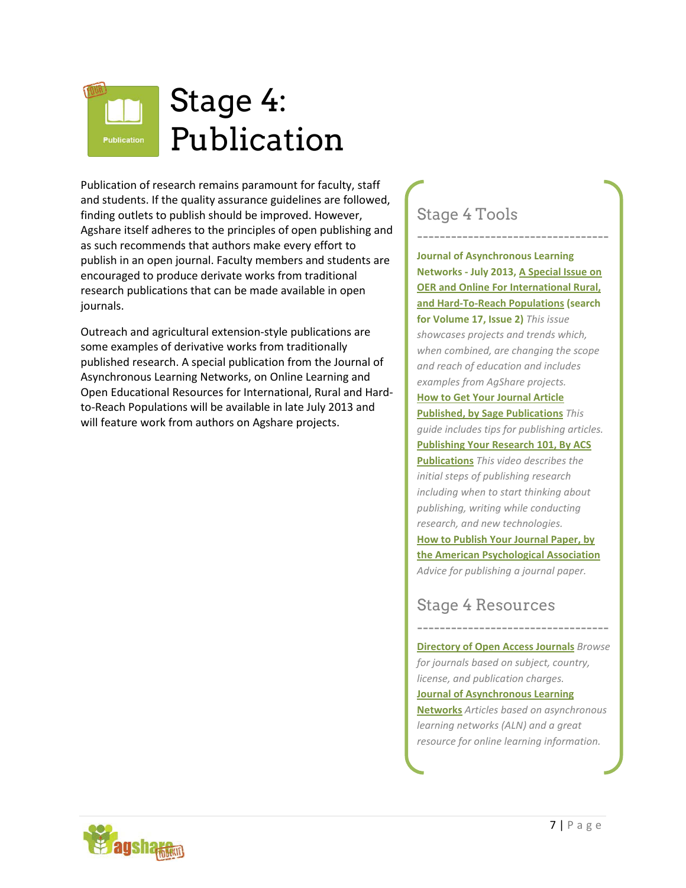# Stage 4: Publication

Publication of research remains paramount for faculty, staff and students. If the quality assurance guidelines are followed, finding outlets to publish should be improved. However, Agshare itself adheres to the principles of open publishing and as such recommends that authors make every effort to publish in an open journal. Faculty members and students are encouraged to produce derivate works from traditional research publications that can be made available in open journals.

Outreach and agricultural extension-style publications are some examples of derivative works from traditionally published research. A special publication from the Journal of Asynchronous Learning Networks, on Online Learning and Open Educational Resources for International, Rural and Hard-to-Reach Populations will be available in late July 2013 and will feature work from authors on Agshare projects.

## Stage 4 Tools

**Journal of Asynchronous Learning Networks - July 2013, A Special Issue on OER and Online For International Rural, and Hard-To-Reach Populations (search for Volume 17, Issue 2)** *This issue showcases projects and trends which, when combined, are changing the scope and reach of education and includes examples from AgShare projects.*

**How to Get Your Journal Article Published, by Sage Publications** *This guide includes tips for publishing articles.*

**Publishing Your Research 101, By ACS Publications** *This video describes the initial steps of publishing research including when to start thinking about publishing, writing while conducting research, and new technologies.*

**How to Publish Your Journal Paper, by the American Psychological Association** *Advice for publishing a journal paper.*

## Stage 4 Resources

**Directory of Open Access Journals** *Browse for journals based on subject, country, license, and publication charges.*

**Journal of Asynchronous Learning Networks** *Articles based on asynchronous learning networks (ALN) and a great resource for online learning information.*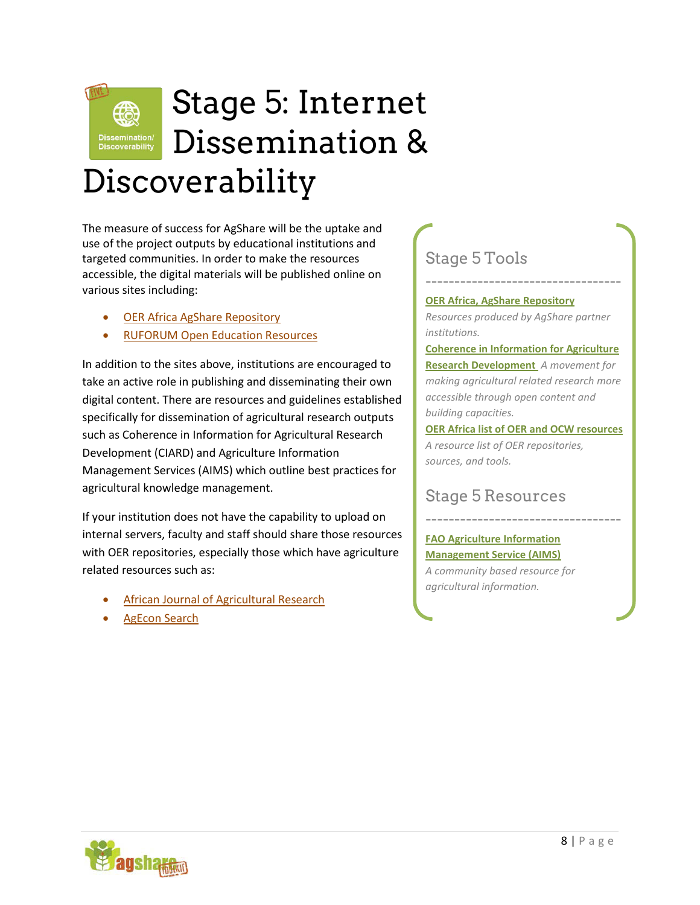# Stage 5: Internet Dissemination & Discoverability

The measure of success for AgShare will be the uptake and use of the project outputs by educational institutions and targeted communities. In order to make the resources accessible, the digital materials will be published online on various sites including:

- OER Africa AgShare Repository
- RUFORUM Open Education Resources

In addition to the sites above, institutions are encouraged to take an active role in publishing and disseminating their own digital content. There are resources and guidelines established specifically for dissemination of agricultural research outputs such as Coherence in Information for Agricultural Research Development (CIARD) and Agriculture Information Management Services (AIMS) which outline best practices for agricultural knowledge management.

If your institution does not have the capability to upload on internal servers, faculty and staff should share those resources with OER repositories, especially those which have agriculture related resources such as:

- African Journal of Agricultural Research
- AgEcon Search

## Stage 5 Tools

**OER Africa, AgShare Repository**
*Resources produced by AgShare partner institutions.*

**Coherence in Information for Agriculture Research Development** *A movement for making agricultural related research more accessible through open content and building capacities.*

**OER Africa list of OER and OCW resources**
*A resource list of OER repositories, sources, and tools.*

## Stage 5 Resources

**FAO Agriculture Information Management Service (AIMS)**
*A community based resource for agricultural information.*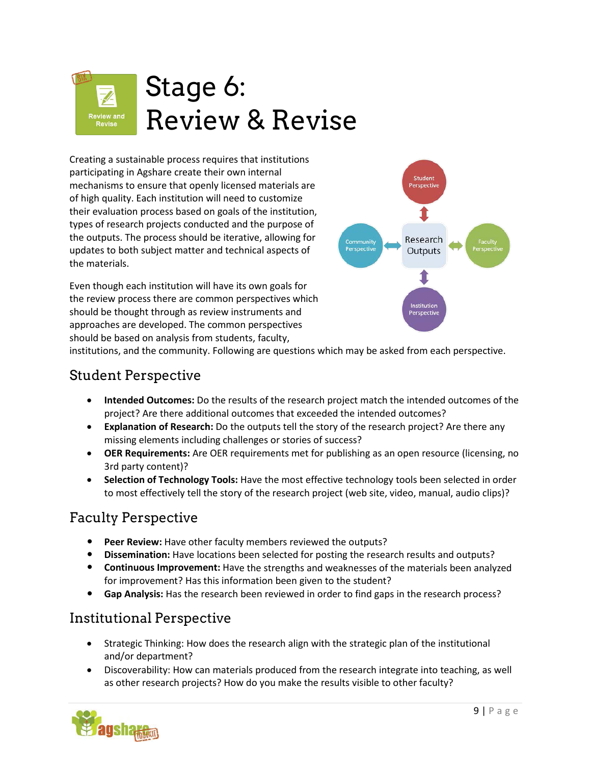# Stage 6: Review & Revise

Creating a sustainable process requires that institutions participating in Agshare create their own internal mechanisms to ensure that openly licensed materials are of high quality. Each institution will need to customize their evaluation process based on goals of the institution, types of research projects conducted and the purpose of the outputs. The process should be iterative, allowing for updates to both subject matter and technical aspects of the materials.

Even though each institution will have its own goals for the review process there are common perspectives which should be thought through as review instruments and approaches are developed. The common perspectives should be based on analysis from students, faculty, institutions, and the community. Following are questions which may be asked from each perspective.

## Student Perspective

- **Intended Outcomes:** Do the results of the research project match the intended outcomes of the project? Are there additional outcomes that exceeded the intended outcomes?
- **Explanation of Research:** Do the outputs tell the story of the research project? Are there any missing elements including challenges or stories of success?
- **OER Requirements:** Are OER requirements met for publishing as an open resource (licensing, no 3rd party content)?
- **Selection of Technology Tools:** Have the most effective technology tools been selected in order to most effectively tell the story of the research project (web site, video, manual, audio clips)?

## Faculty Perspective

- **Peer Review:** Have other faculty members reviewed the outputs?
- **Dissemination:** Have locations been selected for posting the research results and outputs?
- **Continuous Improvement:** Have the strengths and weaknesses of the materials been analyzed for improvement? Has this information been given to the student?
- **Gap Analysis:** Has the research been reviewed in order to find gaps in the research process?

## Institutional Perspective

- Strategic Thinking: How does the research align with the strategic plan of the institutional and/or department?
- Discoverability: How can materials produced from the research integrate into teaching, as well as other research projects? How do you make the results visible to other faculty?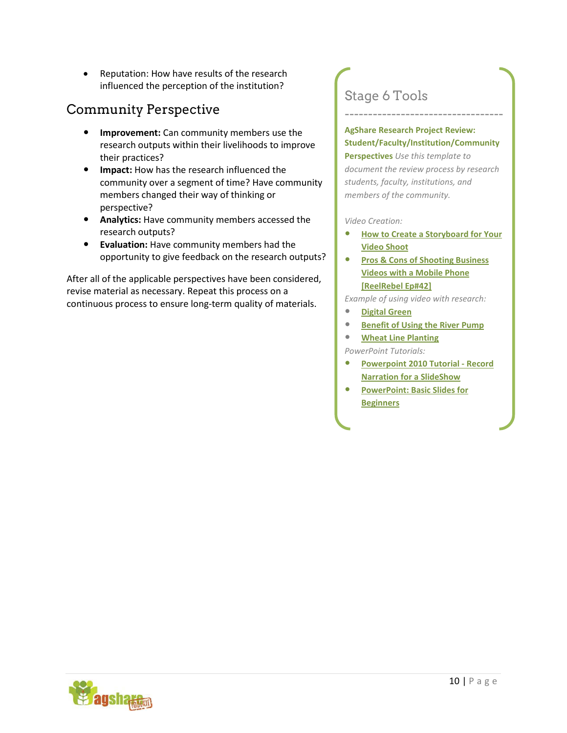- Reputation: How have results of the research influenced the perception of the institution?

## Community Perspective

- **Improvement:** Can community members use the research outputs within their livelihoods to improve their practices?
- **Impact:** How has the research influenced the community over a segment of time? Have community members changed their way of thinking or perspective?
- **Analytics:** Have community members accessed the research outputs?
- **Evaluation:** Have community members had the opportunity to give feedback on the research outputs?

After all of the applicable perspectives have been considered, revise material as necessary. Repeat this process on a continuous process to ensure long-term quality of materials.

## Stage 6 Tools

---

**AgShare Research Project Review: Student/Faculty/Institution/Community Perspectives** *Use this template to document the review process by research students, faculty, institutions, and members of the community.*

*Video Creation:*

- **How to Create a Storyboard for Your Video Shoot**
- **Pros & Cons of Shooting Business Videos with a Mobile Phone [ReelRebel Ep#42]**

*Example of using video with research:*

- **Digital Green**
- **Benefit of Using the River Pump**
- **Wheat Line Planting**

*PowerPoint Tutorials:*

- **Powerpoint 2010 Tutorial - Record Narration for a SlideShow**
- **PowerPoint: Basic Slides for Beginners**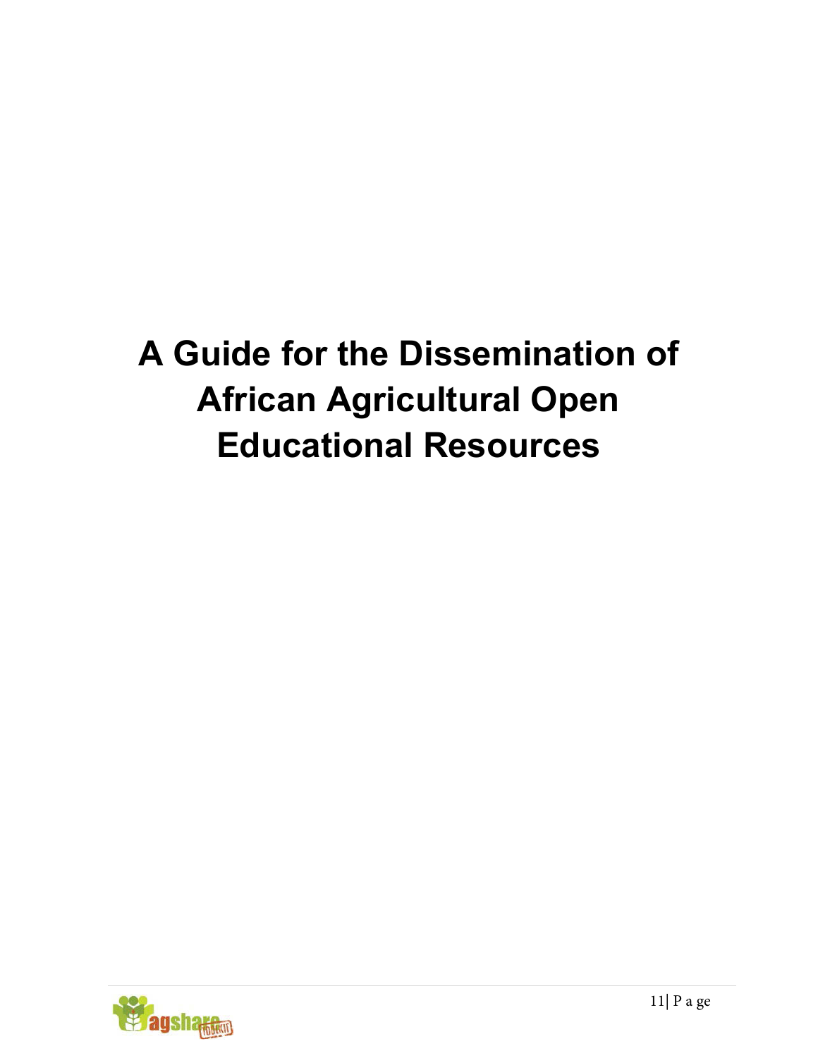# A Guide for the Dissemination of African Agricultural Open Educational Resources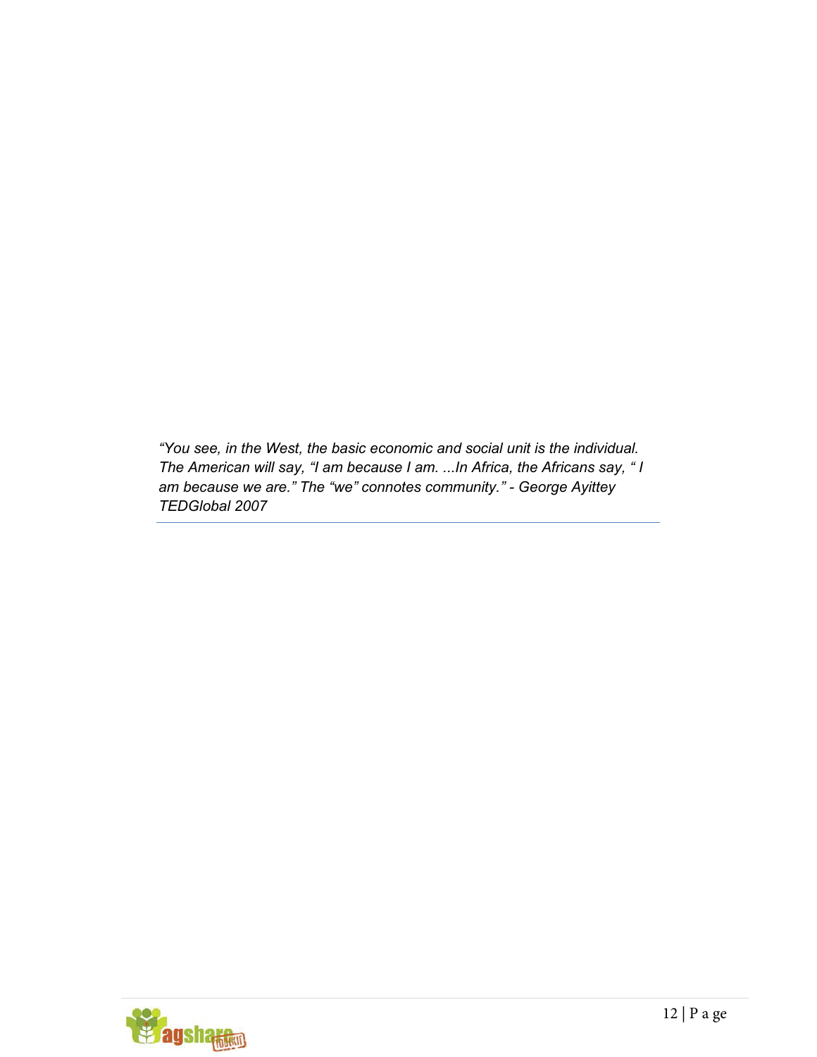*"You see, in the West, the basic economic and social unit is the individual. The American will say, "I am because I am. ...In Africa, the Africans say, " I am because we are." The "we" connotes community." - George Ayittey TEDGlobal 2007*

---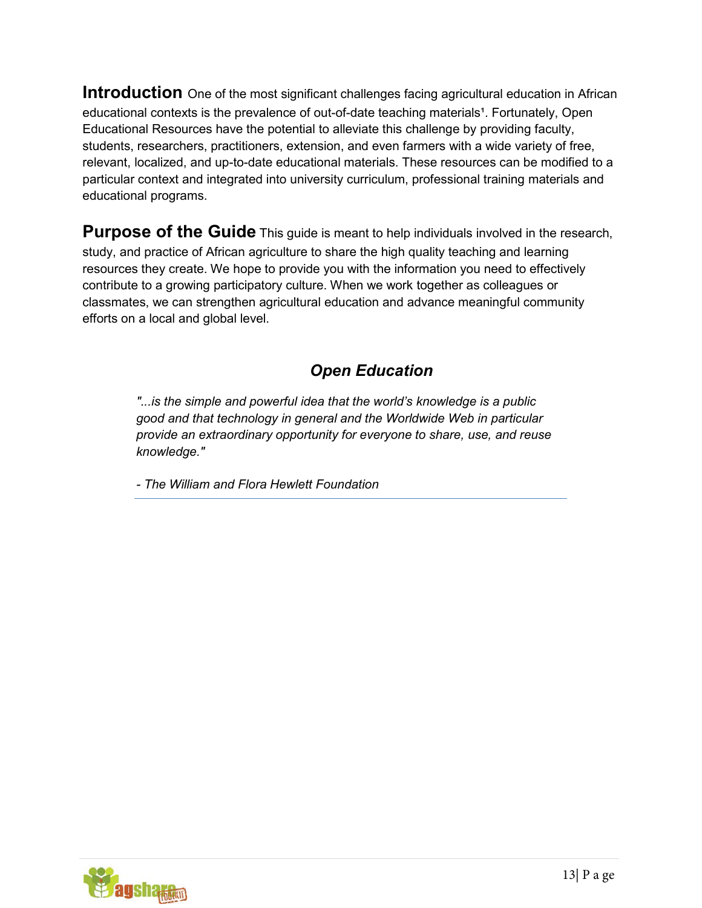**Introduction** One of the most significant challenges facing agricultural education in African educational contexts is the prevalence of out-of-date teaching materials[1]. Fortunately, Open Educational Resources have the potential to alleviate this challenge by providing faculty, students, researchers, practitioners, extension, and even farmers with a wide variety of free, relevant, localized, and up-to-date educational materials. These resources can be modified to a particular context and integrated into university curriculum, professional training materials and educational programs.

**Purpose of the Guide** This guide is meant to help individuals involved in the research, study, and practice of African agriculture to share the high quality teaching and learning resources they create. We hope to provide you with the information you need to effectively contribute to a growing participatory culture. When we work together as colleagues or classmates, we can strengthen agricultural education and advance meaningful community efforts on a local and global level.

## *Open Education*

> *"...is the simple and powerful idea that the world's knowledge is a public good and that technology in general and the Worldwide Web in particular provide an extraordinary opportunity for everyone to share, use, and reuse knowledge."*
>
> *- The William and Flora Hewlett Foundation*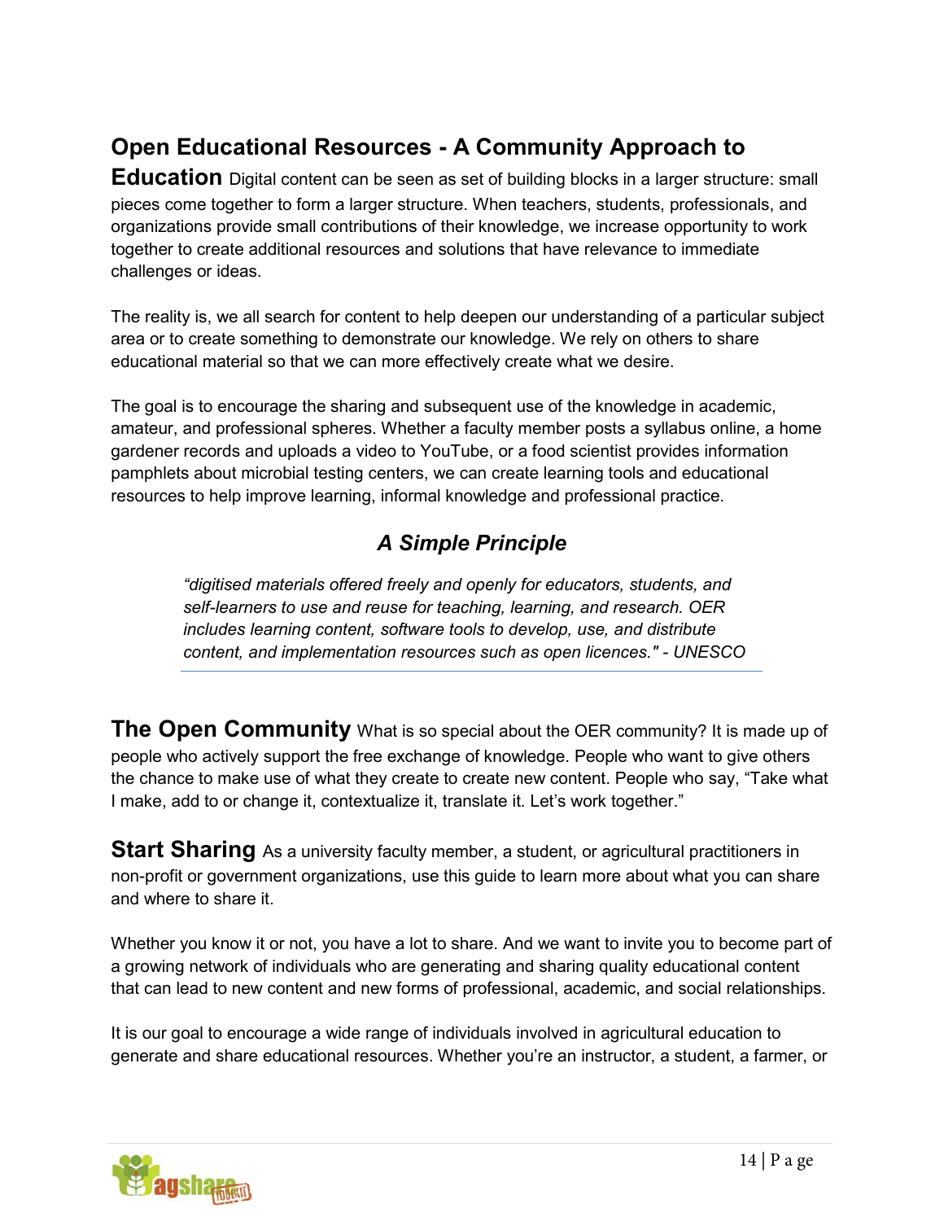## Open Educational Resources - A Community Approach to Education

Digital content can be seen as set of building blocks in a larger structure: small pieces come together to form a larger structure. When teachers, students, professionals, and organizations provide small contributions of their knowledge, we increase opportunity to work together to create additional resources and solutions that have relevance to immediate challenges or ideas.

The reality is, we all search for content to help deepen our understanding of a particular subject area or to create something to demonstrate our knowledge. We rely on others to share educational material so that we can more effectively create what we desire.

The goal is to encourage the sharing and subsequent use of the knowledge in academic, amateur, and professional spheres. Whether a faculty member posts a syllabus online, a home gardener records and uploads a video to YouTube, or a food scientist provides information pamphlets about microbial testing centers, we can create learning tools and educational resources to help improve learning, informal knowledge and professional practice.

### *A Simple Principle*

> *"digitised materials offered freely and openly for educators, students, and self-learners to use and reuse for teaching, learning, and research. OER includes learning content, software tools to develop, use, and distribute content, and implementation resources such as open licences." - UNESCO*

## The Open Community

What is so special about the OER community? It is made up of people who actively support the free exchange of knowledge. People who want to give others the chance to make use of what they create to create new content. People who say, "Take what I make, add to or change it, contextualize it, translate it. Let's work together."

## Start Sharing

As a university faculty member, a student, or agricultural practitioners in non-profit or government organizations, use this guide to learn more about what you can share and where to share it.

Whether you know it or not, you have a lot to share. And we want to invite you to become part of a growing network of individuals who are generating and sharing quality educational content that can lead to new content and new forms of professional, academic, and social relationships.

It is our goal to encourage a wide range of individuals involved in agricultural education to generate and share educational resources. Whether you're an instructor, a student, a farmer, or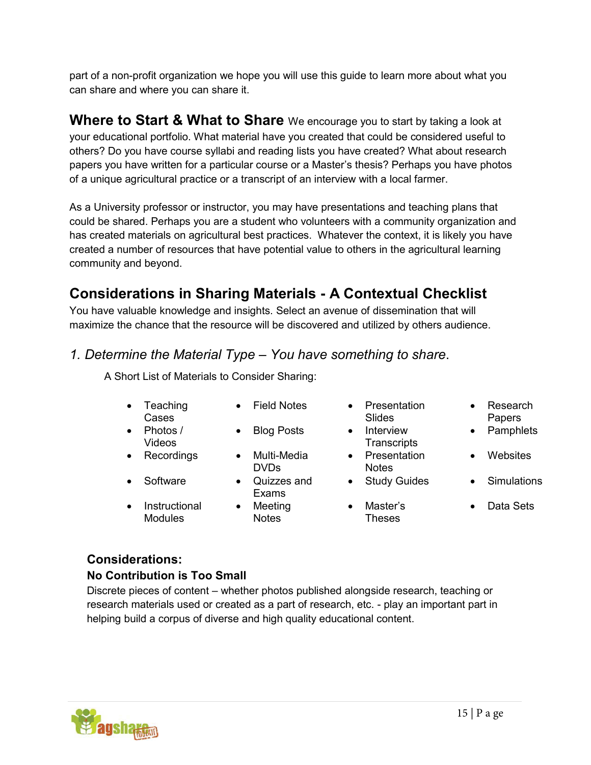part of a non-profit organization we hope you will use this guide to learn more about what you can share and where you can share it.

**Where to Start & What to Share** We encourage you to start by taking a look at your educational portfolio. What material have you created that could be considered useful to others? Do you have course syllabi and reading lists you have created? What about research papers you have written for a particular course or a Master's thesis? Perhaps you have photos of a unique agricultural practice or a transcript of an interview with a local farmer.

As a University professor or instructor, you may have presentations and teaching plans that could be shared. Perhaps you are a student who volunteers with a community organization and has created materials on agricultural best practices. Whatever the context, it is likely you have created a number of resources that have potential value to others in the agricultural learning community and beyond.

## Considerations in Sharing Materials - A Contextual Checklist

You have valuable knowledge and insights. Select an avenue of dissemination that will maximize the chance that the resource will be discovered and utilized by others audience.

### *1. Determine the Material Type – You have something to share.*

A Short List of Materials to Consider Sharing:

- Teaching Cases
- Photos / Videos
- Recordings
- Software
- Instructional Modules
- Field Notes
- Blog Posts
- Multi-Media DVDs
- Quizzes and Exams
- Meeting Notes
- Presentation Slides
- Interview Transcripts
- Presentation Notes
- Study Guides
- Master's Theses
- Research Papers
- Pamphlets
- Websites
- Simulations
- Data Sets

#### Considerations:

**No Contribution is Too Small**

Discrete pieces of content – whether photos published alongside research, teaching or research materials used or created as a part of research, etc. - play an important part in helping build a corpus of diverse and high quality educational content.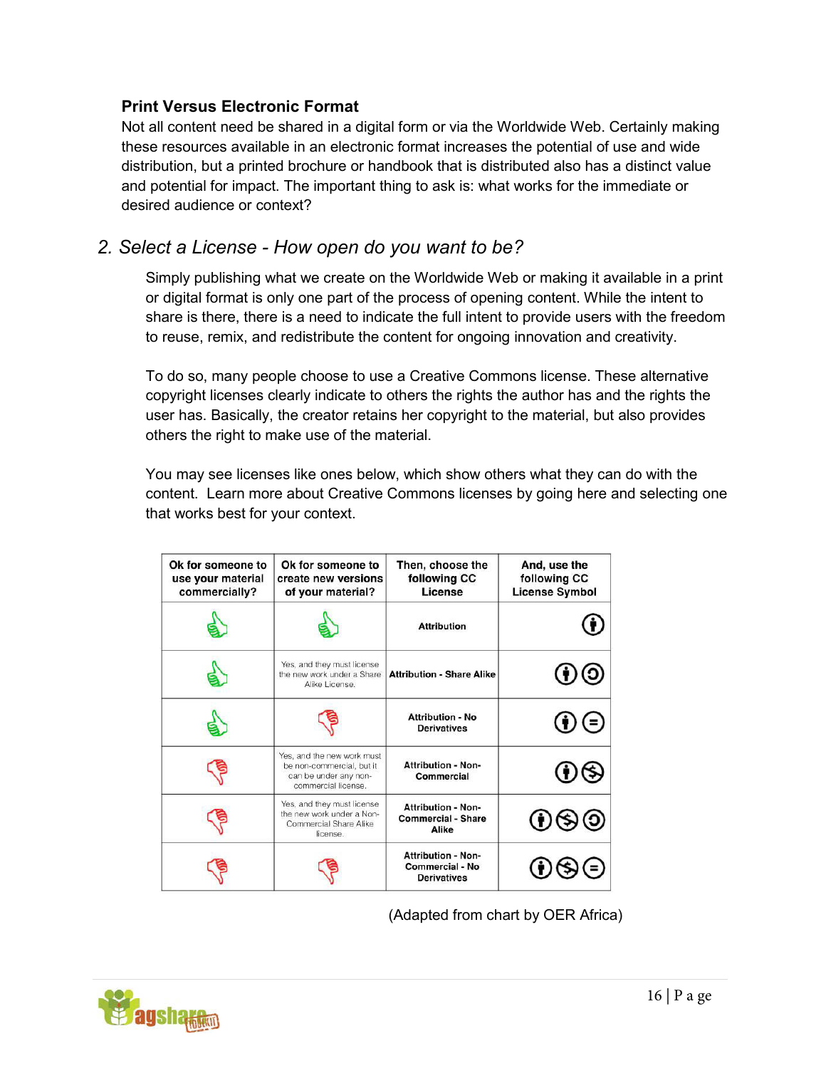### Print Versus Electronic Format

Not all content need be shared in a digital form or via the Worldwide Web. Certainly making these resources available in an electronic format increases the potential of use and wide distribution, but a printed brochure or handbook that is distributed also has a distinct value and potential for impact. The important thing to ask is: what works for the immediate or desired audience or context?

## *2. Select a License - How open do you want to be?*

Simply publishing what we create on the Worldwide Web or making it available in a print or digital format is only one part of the process of opening content. While the intent to share is there, there is a need to indicate the full intent to provide users with the freedom to reuse, remix, and redistribute the content for ongoing innovation and creativity.

To do so, many people choose to use a Creative Commons license. These alternative copyright licenses clearly indicate to others the rights the author has and the rights the user has. Basically, the creator retains her copyright to the material, but also provides others the right to make use of the material.

You may see licenses like ones below, which show others what they can do with the content. Learn more about Creative Commons licenses by going here and selecting one that works best for your context.

| Ok for someone to use your material commercially? | Ok for someone to create new versions of your material? | Then, choose the following CC License | And, use the following CC License Symbol |
|---|---|---|---|
| Yes | Yes | Attribution | BY |
| Yes | Yes, and they must license the new work under a Share Alike License. | Attribution - Share Alike | BY SA |
| Yes | No | Attribution - No Derivatives | BY ND |
| No | Yes, and the new work must be non-commercial, but it can be under any non-commercial license. | Attribution - Non-Commercial | BY NC |
| No | Yes, and they must license the new work under a Non-Commercial Share Alike license. | Attribution - Non-Commercial - Share Alike | BY NC SA |
| No | No | Attribution - Non-Commercial - No Derivatives | BY NC ND |

(Adapted from chart by OER Africa)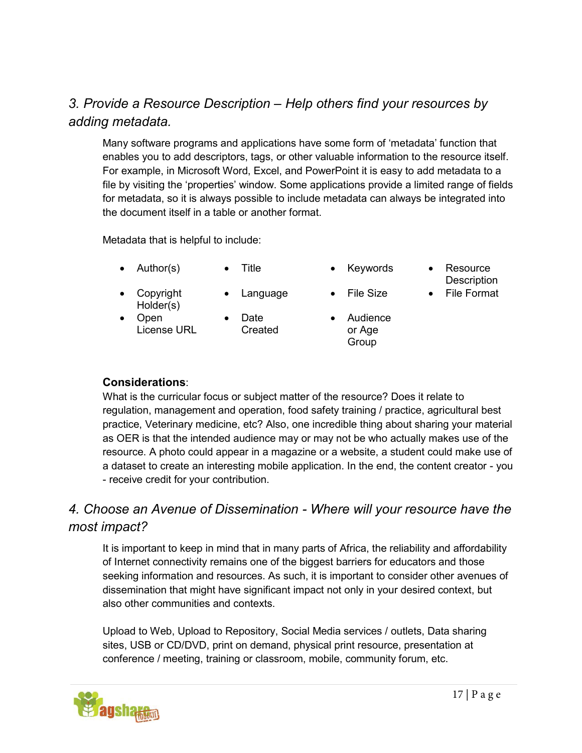### *3. Provide a Resource Description – Help others find your resources by adding metadata.*

Many software programs and applications have some form of 'metadata' function that enables you to add descriptors, tags, or other valuable information to the resource itself. For example, in Microsoft Word, Excel, and PowerPoint it is easy to add metadata to a file by visiting the 'properties' window. Some applications provide a limited range of fields for metadata, so it is always possible to include metadata can always be integrated into the document itself in a table or another format.

Metadata that is helpful to include:

- Author(s)
- Copyright Holder(s)
- Open License URL
- Title
- Language
- Date Created
- Keywords
- File Size
- Audience or Age Group
- Resource Description
- File Format

**Considerations**:
What is the curricular focus or subject matter of the resource? Does it relate to regulation, management and operation, food safety training / practice, agricultural best practice, Veterinary medicine, etc? Also, one incredible thing about sharing your material as OER is that the intended audience may or may not be who actually makes use of the resource. A photo could appear in a magazine or a website, a student could make use of a dataset to create an interesting mobile application. In the end, the content creator - you - receive credit for your contribution.

### *4. Choose an Avenue of Dissemination - Where will your resource have the most impact?*

It is important to keep in mind that in many parts of Africa, the reliability and affordability of Internet connectivity remains one of the biggest barriers for educators and those seeking information and resources. As such, it is important to consider other avenues of dissemination that might have significant impact not only in your desired context, but also other communities and contexts.

Upload to Web, Upload to Repository, Social Media services / outlets, Data sharing sites, USB or CD/DVD, print on demand, physical print resource, presentation at conference / meeting, training or classroom, mobile, community forum, etc.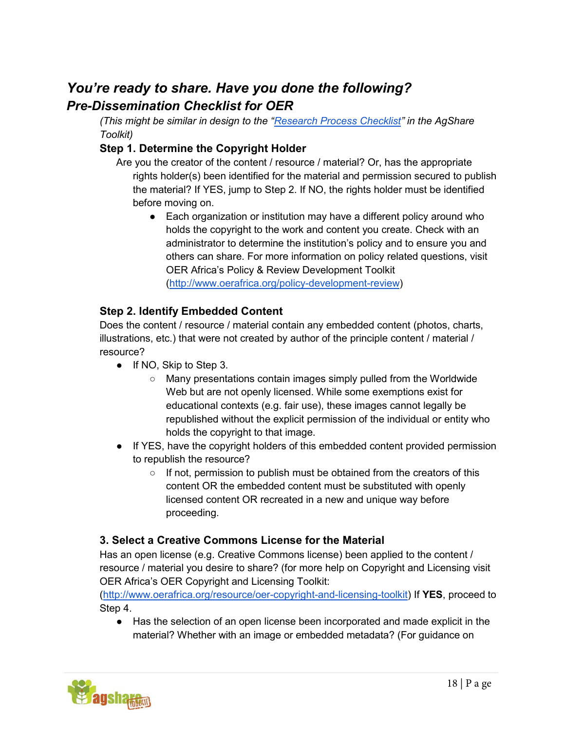## *You're ready to share. Have you done the following?*

## *Pre-Dissemination Checklist for OER*

*(This might be similar in design to the "[Research Process Checklist](#)" in the AgShare Toolkit)*

### Step 1. Determine the Copyright Holder

Are you the creator of the content / resource / material? Or, has the appropriate rights holder(s) been identified for the material and permission secured to publish the material? If YES, jump to Step 2. If NO, the rights holder must be identified before moving on.

- Each organization or institution may have a different policy around who holds the copyright to the work and content you create. Check with an administrator to determine the institution's policy and to ensure you and others can share. For more information on policy related questions, visit OER Africa's Policy & Review Development Toolkit ([http://www.oerafrica.org/policy-development-review](http://www.oerafrica.org/policy-development-review))

### Step 2. Identify Embedded Content

Does the content / resource / material contain any embedded content (photos, charts, illustrations, etc.) that were not created by author of the principle content / material / resource?

- If NO, Skip to Step 3.
  - Many presentations contain images simply pulled from the Worldwide Web but are not openly licensed. While some exemptions exist for educational contexts (e.g. fair use), these images cannot legally be republished without the explicit permission of the individual or entity who holds the copyright to that image.
- If YES, have the copyright holders of this embedded content provided permission to republish the resource?
  - If not, permission to publish must be obtained from the creators of this content OR the embedded content must be substituted with openly licensed content OR recreated in a new and unique way before proceeding.

### 3. Select a Creative Commons License for the Material

Has an open license (e.g. Creative Commons license) been applied to the content / resource / material you desire to share? (for more help on Copyright and Licensing visit OER Africa's OER Copyright and Licensing Toolkit: ([http://www.oerafrica.org/resource/oer-copyright-and-licensing-toolkit](http://www.oerafrica.org/resource/oer-copyright-and-licensing-toolkit)) If **YES**, proceed to Step 4.

- Has the selection of an open license been incorporated and made explicit in the material? Whether with an image or embedded metadata? (For guidance on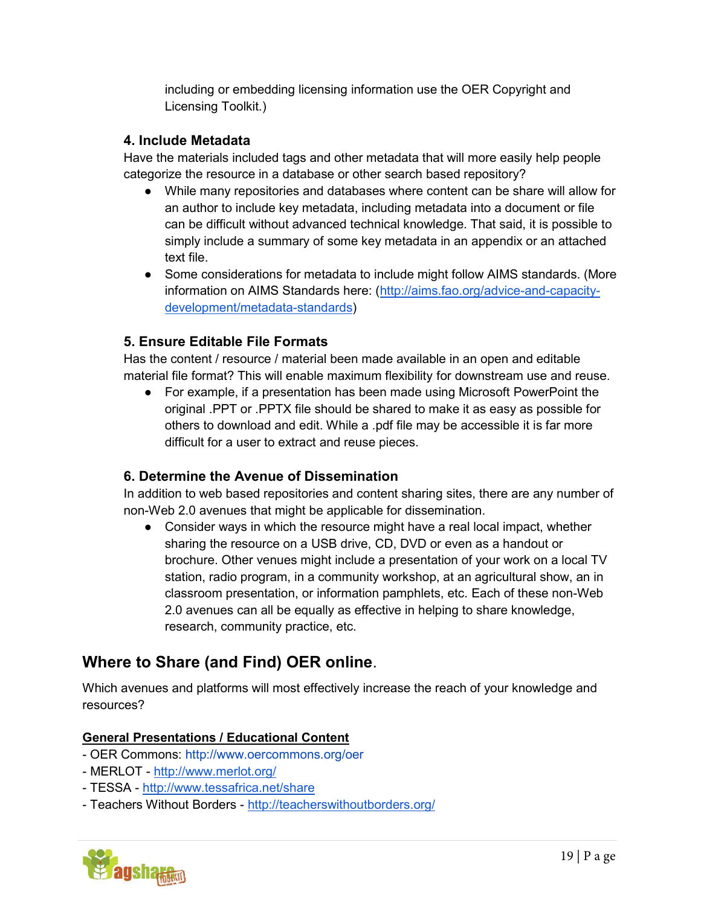including or embedding licensing information use the OER Copyright and Licensing Toolkit.)

### 4. Include Metadata

Have the materials included tags and other metadata that will more easily help people categorize the resource in a database or other search based repository?

- While many repositories and databases where content can be share will allow for an author to include key metadata, including metadata into a document or file can be difficult without advanced technical knowledge. That said, it is possible to simply include a summary of some key metadata in an appendix or an attached text file.
- Some considerations for metadata to include might follow AIMS standards. (More information on AIMS Standards here: (http://aims.fao.org/advice-and-capacity-development/metadata-standards)

### 5. Ensure Editable File Formats

Has the content / resource / material been made available in an open and editable material file format? This will enable maximum flexibility for downstream use and reuse.

- For example, if a presentation has been made using Microsoft PowerPoint the original .PPT or .PPTX file should be shared to make it as easy as possible for others to download and edit. While a .pdf file may be accessible it is far more difficult for a user to extract and reuse pieces.

### 6. Determine the Avenue of Dissemination

In addition to web based repositories and content sharing sites, there are any number of non-Web 2.0 avenues that might be applicable for dissemination.

- Consider ways in which the resource might have a real local impact, whether sharing the resource on a USB drive, CD, DVD or even as a handout or brochure. Other venues might include a presentation of your work on a local TV station, radio program, in a community workshop, at an agricultural show, an in classroom presentation, or information pamphlets, etc. Each of these non-Web 2.0 avenues can all be equally as effective in helping to share knowledge, research, community practice, etc.

## Where to Share (and Find) OER online.

Which avenues and platforms will most effectively increase the reach of your knowledge and resources?

**General Presentations / Educational Content**

- OER Commons: http://www.oercommons.org/oer
- MERLOT - http://www.merlot.org/
- TESSA - http://www.tessafrica.net/share
- Teachers Without Borders - http://teacherswithoutborders.org/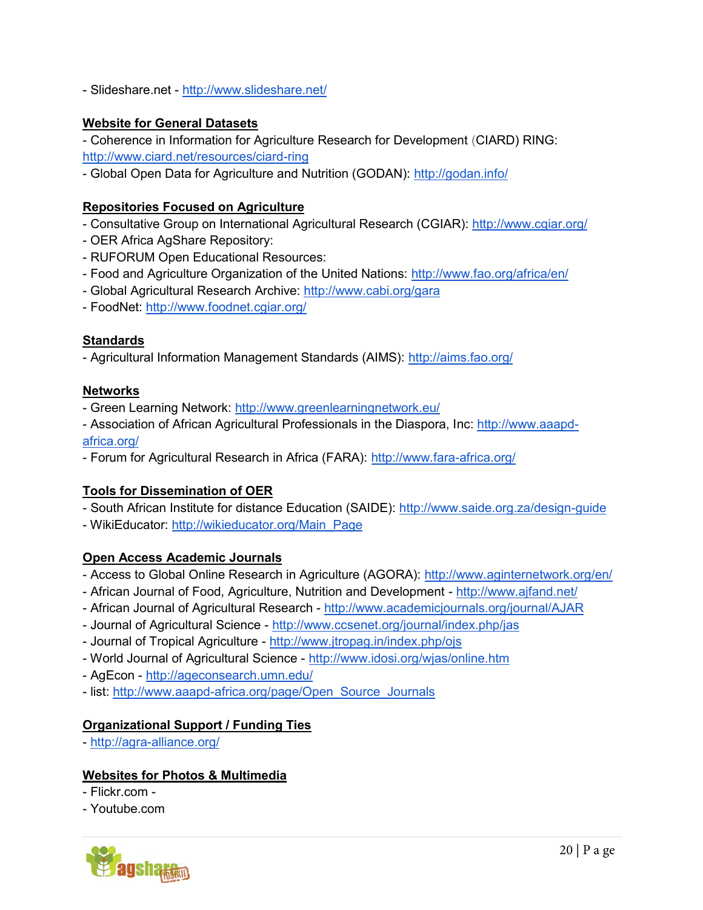- Slideshare.net - http://www.slideshare.net/

**Website for General Datasets**

- Coherence in Information for Agriculture Research for Development (CIARD) RING: http://www.ciard.net/resources/ciard-ring
- Global Open Data for Agriculture and Nutrition (GODAN): http://godan.info/

**Repositories Focused on Agriculture**

- Consultative Group on International Agricultural Research (CGIAR): http://www.cgiar.org/
- OER Africa AgShare Repository:
- RUFORUM Open Educational Resources:
- Food and Agriculture Organization of the United Nations: http://www.fao.org/africa/en/
- Global Agricultural Research Archive: http://www.cabi.org/gara
- FoodNet: http://www.foodnet.cgiar.org/

**Standards**

- Agricultural Information Management Standards (AIMS): http://aims.fao.org/

**Networks**

- Green Learning Network: http://www.greenlearningnetwork.eu/
- Association of African Agricultural Professionals in the Diaspora, Inc: http://www.aaapd-africa.org/
- Forum for Agricultural Research in Africa (FARA): http://www.fara-africa.org/

**Tools for Dissemination of OER**

- South African Institute for distance Education (SAIDE): http://www.saide.org.za/design-guide
- WikiEducator: http://wikieducator.org/Main_Page

**Open Access Academic Journals**

- Access to Global Online Research in Agriculture (AGORA): http://www.aginternetwork.org/en/
- African Journal of Food, Agriculture, Nutrition and Development - http://www.ajfand.net/
- African Journal of Agricultural Research - http://www.academicjournals.org/journal/AJAR
- Journal of Agricultural Science - http://www.ccsenet.org/journal/index.php/jas
- Journal of Tropical Agriculture - http://www.jtropag.in/index.php/ojs
- World Journal of Agricultural Science - http://www.idosi.org/wjas/online.htm
- AgEcon - http://ageconsearch.umn.edu/
- list: http://www.aaapd-africa.org/page/Open_Source_Journals

**Organizational Support / Funding Ties**

- http://agra-alliance.org/

**Websites for Photos & Multimedia**

- Flickr.com -
- Youtube.com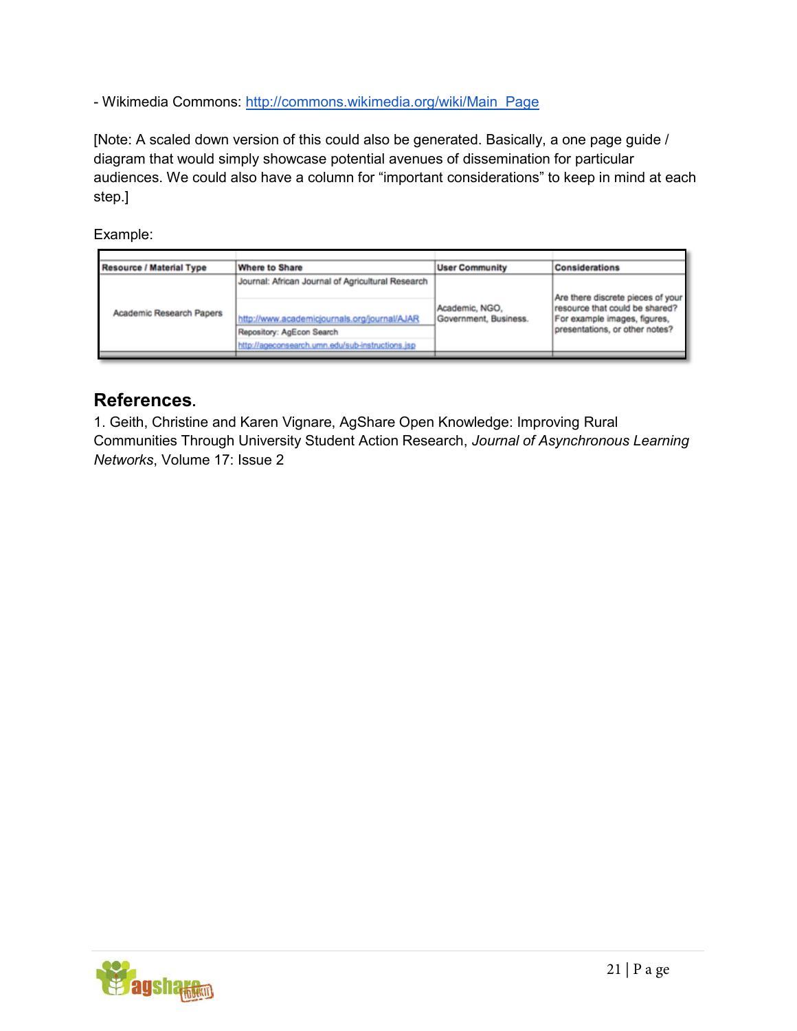- Wikimedia Commons: http://commons.wikimedia.org/wiki/Main_Page

[Note: A scaled down version of this could also be generated. Basically, a one page guide / diagram that would simply showcase potential avenues of dissemination for particular audiences. We could also have a column for “important considerations” to keep in mind at each step.]

Example:

| Resource / Material Type | Where to Share | User Community | Considerations |
| --- | --- | --- | --- |
| Academic Research Papers | Journal: African Journal of Agricultural Research http://www.academicjournals.org/journal/AJAR | Academic, NGO, Government, Business. | Are there discrete pieces of your resource that could be shared? For example images, figures, presentations, or other notes? |
| | Repository: AgEcon Search http://ageconsearch.umn.edu/sub-instructions.jsp | | |

## References.

1. Geith, Christine and Karen Vignare, AgShare Open Knowledge: Improving Rural Communities Through University Student Action Research, *Journal of Asynchronous Learning Networks*, Volume 17: Issue 2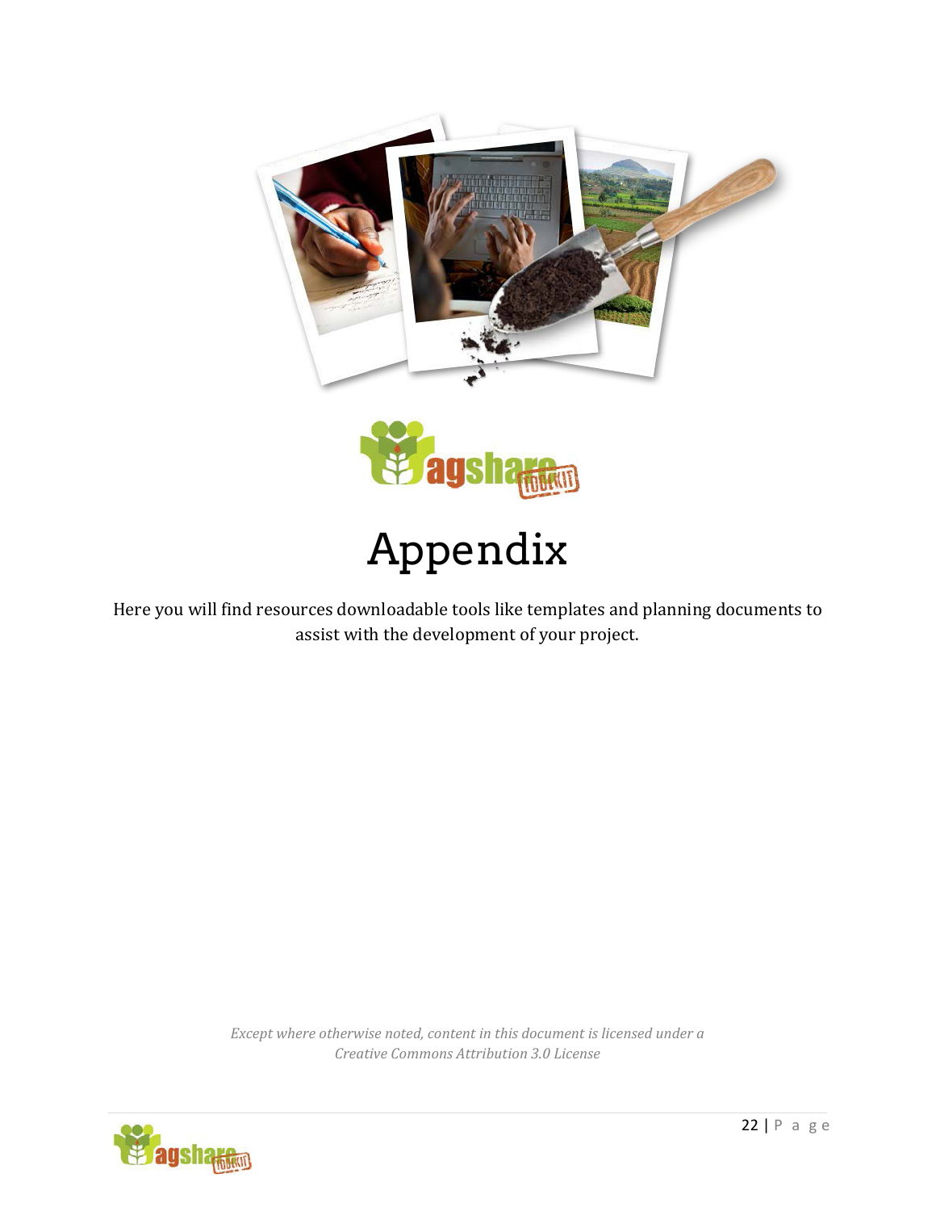# Appendix

Here you will find resources downloadable tools like templates and planning documents to assist with the development of your project.

*Except where otherwise noted, content in this document is licensed under a Creative Commons Attribution 3.0 License*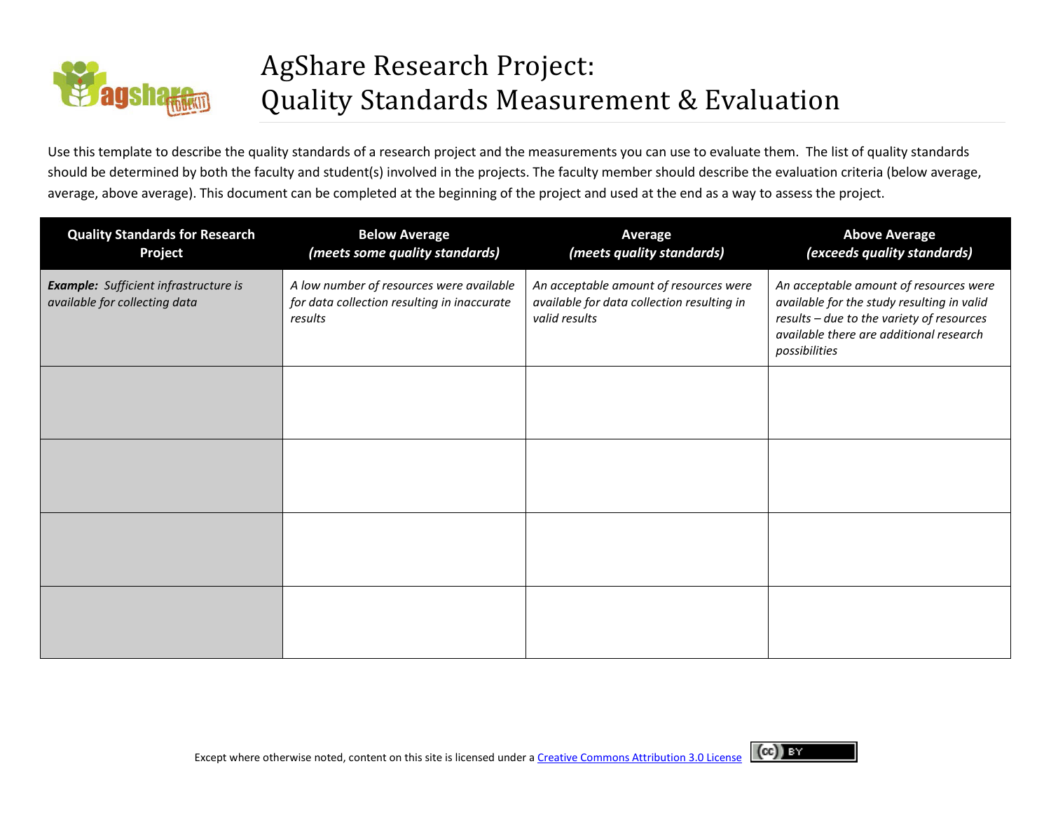# AgShare Research Project: Quality Standards Measurement & Evaluation

Use this template to describe the quality standards of a research project and the measurements you can use to evaluate them. The list of quality standards should be determined by both the faculty and student(s) involved in the projects. The faculty member should describe the evaluation criteria (below average, average, above average). This document can be completed at the beginning of the project and used at the end as a way to assess the project.

| Quality Standards for Research Project | Below Average *(meets some quality standards)* | Average *(meets quality standards)* | Above Average *(exceeds quality standards)* |
|---|---|---|---|
| ***Example:*** *Sufficient infrastructure is available for collecting data* | *A low number of resources were available for data collection resulting in inaccurate results* | *An acceptable amount of resources were available for data collection resulting in valid results* | *An acceptable amount of resources were available for the study resulting in valid results – due to the variety of resources available there are additional research possibilities* |
| | | | |
| | | | |
| | | | |
| | | | |

Except where otherwise noted, content on this site is licensed under a [Creative Commons Attribution 3.0 License]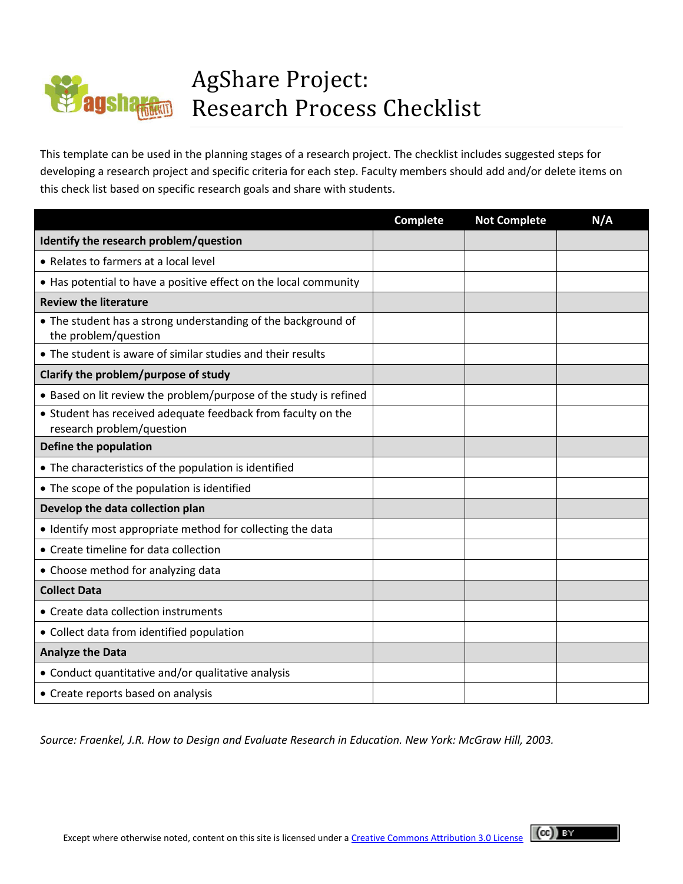# AgShare Project: Research Process Checklist

This template can be used in the planning stages of a research project. The checklist includes suggested steps for developing a research project and specific criteria for each step. Faculty members should add and/or delete items on this check list based on specific research goals and share with students.

| | Complete | Not Complete | N/A |
|---|---|---|---|
| **Identify the research problem/question** | | | |
| • Relates to farmers at a local level | | | |
| • Has potential to have a positive effect on the local community | | | |
| **Review the literature** | | | |
| • The student has a strong understanding of the background of the problem/question | | | |
| • The student is aware of similar studies and their results | | | |
| **Clarify the problem/purpose of study** | | | |
| • Based on lit review the problem/purpose of the study is refined | | | |
| • Student has received adequate feedback from faculty on the research problem/question | | | |
| **Define the population** | | | |
| • The characteristics of the population is identified | | | |
| • The scope of the population is identified | | | |
| **Develop the data collection plan** | | | |
| • Identify most appropriate method for collecting the data | | | |
| • Create timeline for data collection | | | |
| • Choose method for analyzing data | | | |
| **Collect Data** | | | |
| • Create data collection instruments | | | |
| • Collect data from identified population | | | |
| **Analyze the Data** | | | |
| • Conduct quantitative and/or qualitative analysis | | | |
| • Create reports based on analysis | | | |

*Source: Fraenkel, J.R. How to Design and Evaluate Research in Education. New York: McGraw Hill, 2003.*

Except where otherwise noted, content on this site is licensed under a Creative Commons Attribution 3.0 License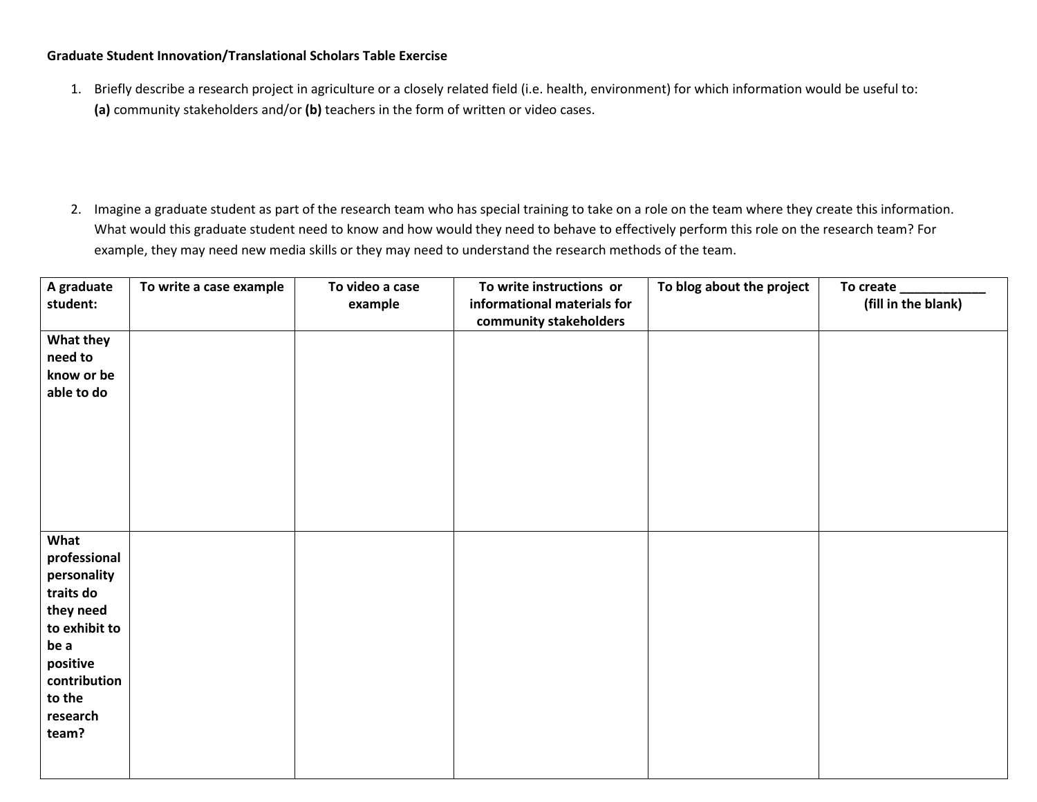**Graduate Student Innovation/Translational Scholars Table Exercise**

1. Briefly describe a research project in agriculture or a closely related field (i.e. health, environment) for which information would be useful to: **(a)** community stakeholders and/or **(b)** teachers in the form of written or video cases.

2. Imagine a graduate student as part of the research team who has special training to take on a role on the team where they create this information. What would this graduate student need to know and how would they need to behave to effectively perform this role on the research team? For example, they may need new media skills or they may need to understand the research methods of the team.

| **A graduate student:** | **To write a case example** | **To video a case example** | **To write instructions or informational materials for community stakeholders** | **To blog about the project** | **To create ____________ (fill in the blank)** |
|---|---|---|---|---|---|
| **What they need to know or be able to do** | | | | | |
| **What professional personality traits do they need to exhibit to be a positive contribution to the research team?** | | | | | |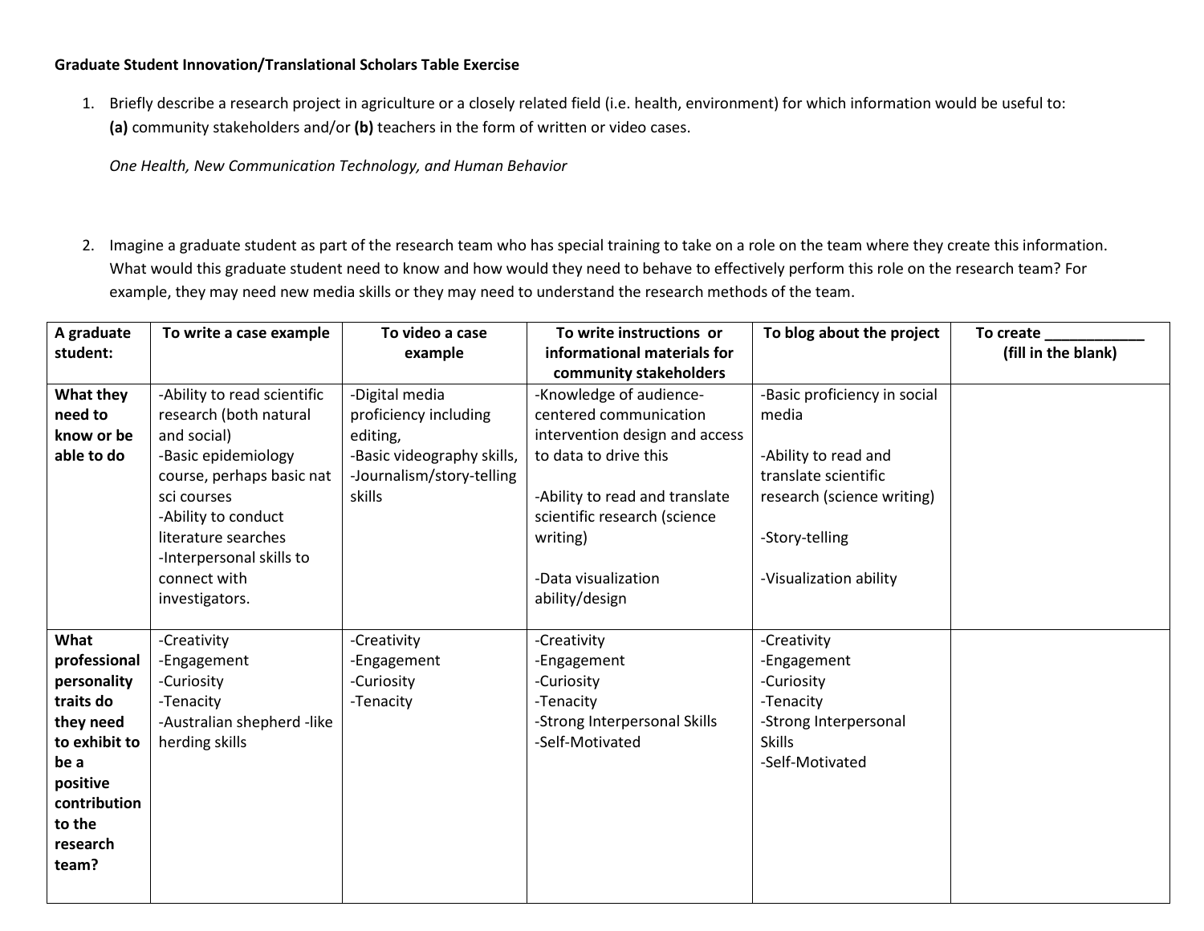**Graduate Student Innovation/Translational Scholars Table Exercise**

1. Briefly describe a research project in agriculture or a closely related field (i.e. health, environment) for which information would be useful to: **(a)** community stakeholders and/or **(b)** teachers in the form of written or video cases.

   *One Health, New Communication Technology, and Human Behavior*

2. Imagine a graduate student as part of the research team who has special training to take on a role on the team where they create this information. What would this graduate student need to know and how would they need to behave to effectively perform this role on the research team? For example, they may need new media skills or they may need to understand the research methods of the team.

| A graduate student: | To write a case example | To video a case example | To write instructions or informational materials for community stakeholders | To blog about the project | To create ____________ (fill in the blank) |
|---|---|---|---|---|---|
| **What they need to know or be able to do** | -Ability to read scientific research (both natural and social)<br>-Basic epidemiology course, perhaps basic nat sci courses<br>-Ability to conduct literature searches<br>-Interpersonal skills to connect with investigators. | -Digital media proficiency including editing,<br>-Basic videography skills,<br>-Journalism/story-telling skills | -Knowledge of audience-centered communication intervention design and access to data to drive this<br><br>-Ability to read and translate scientific research (science writing)<br><br>-Data visualization ability/design | -Basic proficiency in social media<br><br>-Ability to read and translate scientific research (science writing)<br><br>-Story-telling<br><br>-Visualization ability | |
| **What professional personality traits do they need to exhibit to be a positive contribution to the research team?** | -Creativity<br>-Engagement<br>-Curiosity<br>-Tenacity<br>-Australian shepherd -like herding skills | -Creativity<br>-Engagement<br>-Curiosity<br>-Tenacity | -Creativity<br>-Engagement<br>-Curiosity<br>-Tenacity<br>-Strong Interpersonal Skills<br>-Self-Motivated | -Creativity<br>-Engagement<br>-Curiosity<br>-Tenacity<br>-Strong Interpersonal Skills<br>-Self-Motivated | |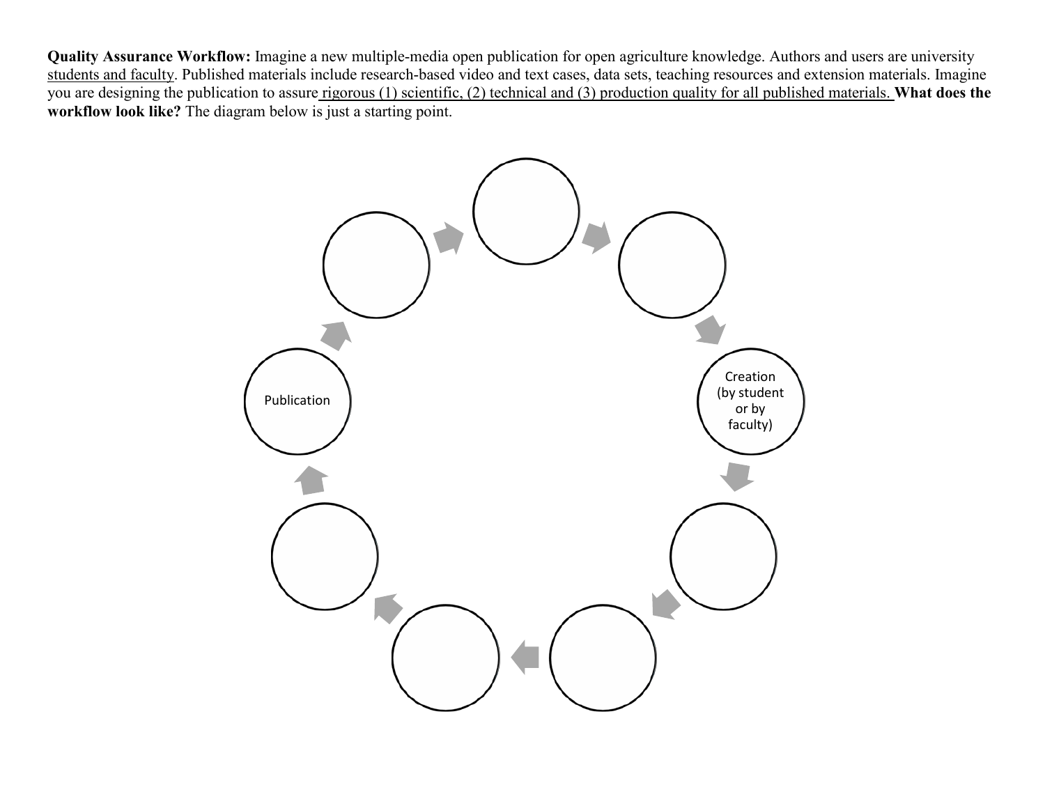**Quality Assurance Workflow:** Imagine a new multiple-media open publication for open agriculture knowledge. Authors and users are university students and faculty. Published materials include research-based video and text cases, data sets, teaching resources and extension materials. Imagine you are designing the publication to assure rigorous (1) scientific, (2) technical and (3) production quality for all published materials. **What does the workflow look like?** The diagram below is just a starting point.

Creation (by student or by faculty)

Publication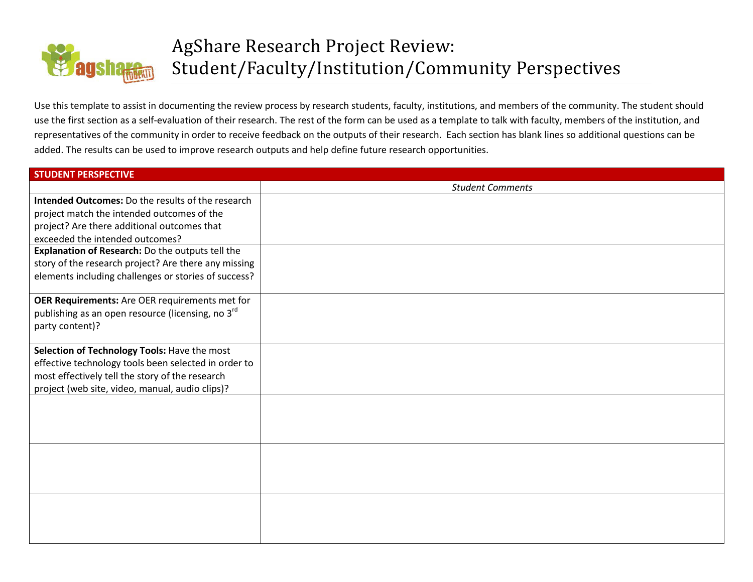# AgShare Research Project Review: Student/Faculty/Institution/Community Perspectives

Use this template to assist in documenting the review process by research students, faculty, institutions, and members of the community. The student should use the first section as a self-evaluation of their research. The rest of the form can be used as a template to talk with faculty, members of the institution, and representatives of the community in order to receive feedback on the outputs of their research. Each section has blank lines so additional questions can be added. The results can be used to improve research outputs and help define future research opportunities.

| **STUDENT PERSPECTIVE** | |
|---|---|
| | *Student Comments* |
| **Intended Outcomes:** Do the results of the research project match the intended outcomes of the project? Are there additional outcomes that exceeded the intended outcomes? | |
| **Explanation of Research:** Do the outputs tell the story of the research project? Are there any missing elements including challenges or stories of success? | |
| **OER Requirements:** Are OER requirements met for publishing as an open resource (licensing, no 3rd party content)? | |
| **Selection of Technology Tools:** Have the most effective technology tools been selected in order to most effectively tell the story of the research project (web site, video, manual, audio clips)? | |
| | |
| | |
| | |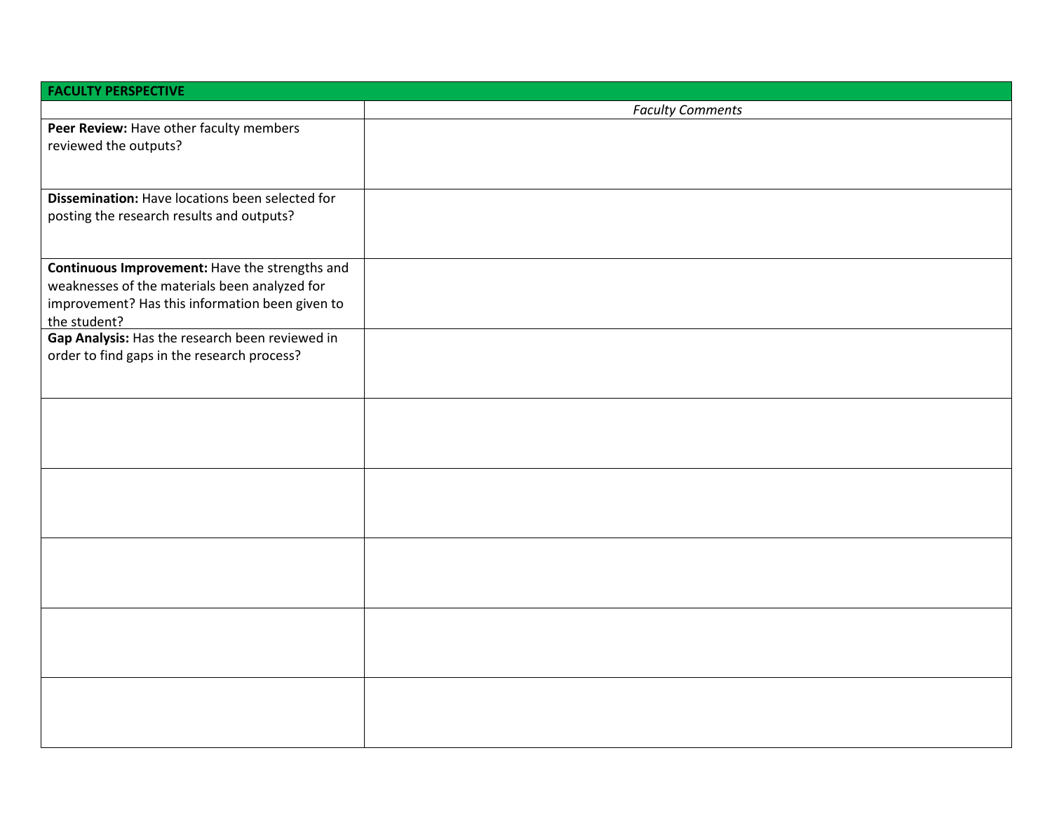| **FACULTY PERSPECTIVE** | |
|---|---|
| | *Faculty Comments* |
| **Peer Review:** Have other faculty members reviewed the outputs? | |
| **Dissemination:** Have locations been selected for posting the research results and outputs? | |
| **Continuous Improvement:** Have the strengths and weaknesses of the materials been analyzed for improvement? Has this information been given to the student? | |
| **Gap Analysis:** Has the research been reviewed in order to find gaps in the research process? | |
| | |
| | |
| | |
| | |
| | |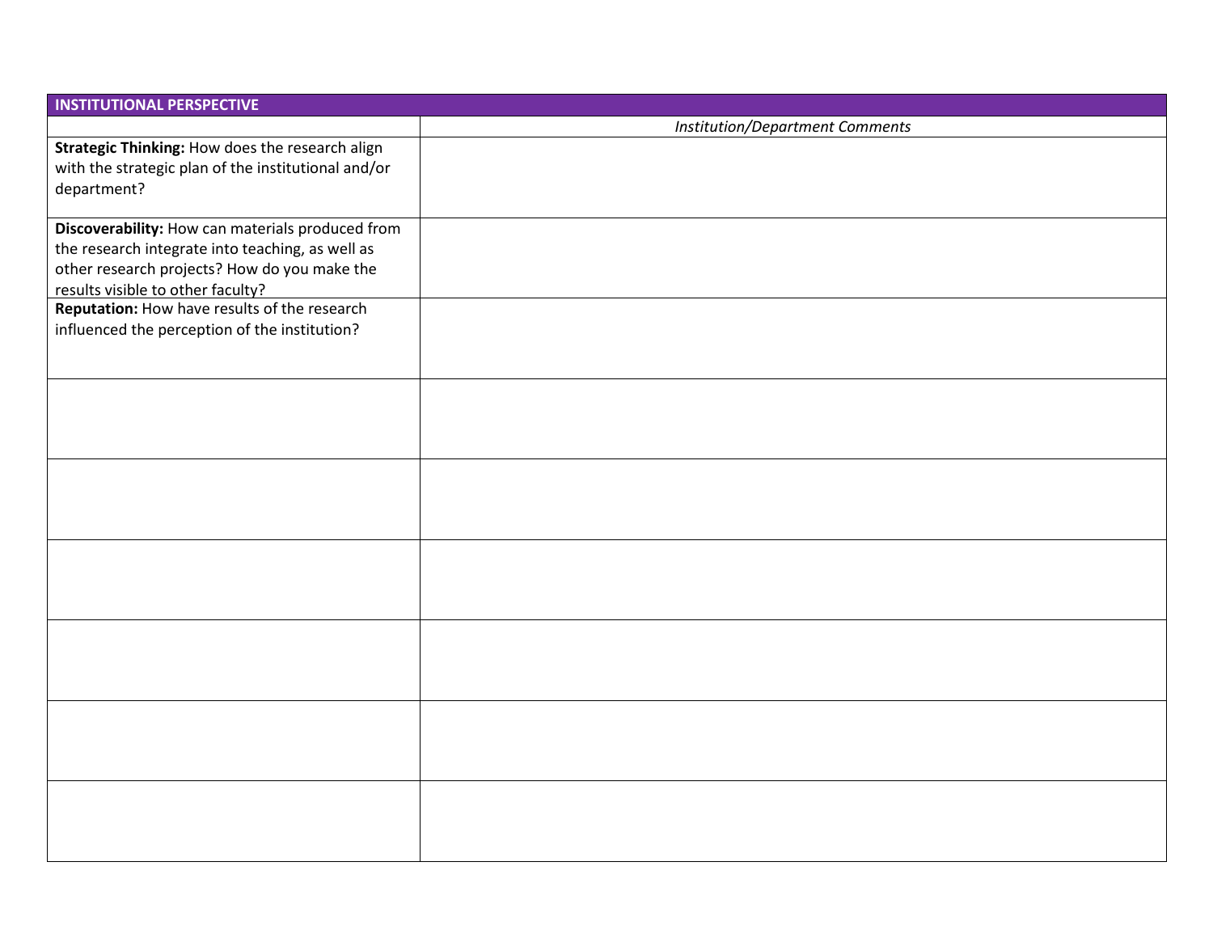| INSTITUTIONAL PERSPECTIVE | |
|---|---|
| | *Institution/Department Comments* |
| **Strategic Thinking:** How does the research align with the strategic plan of the institutional and/or department? | |
| **Discoverability:** How can materials produced from the research integrate into teaching, as well as other research projects? How do you make the results visible to other faculty? | |
| **Reputation:** How have results of the research influenced the perception of the institution? | |
| | |
| | |
| | |
| | |
| | |
| | |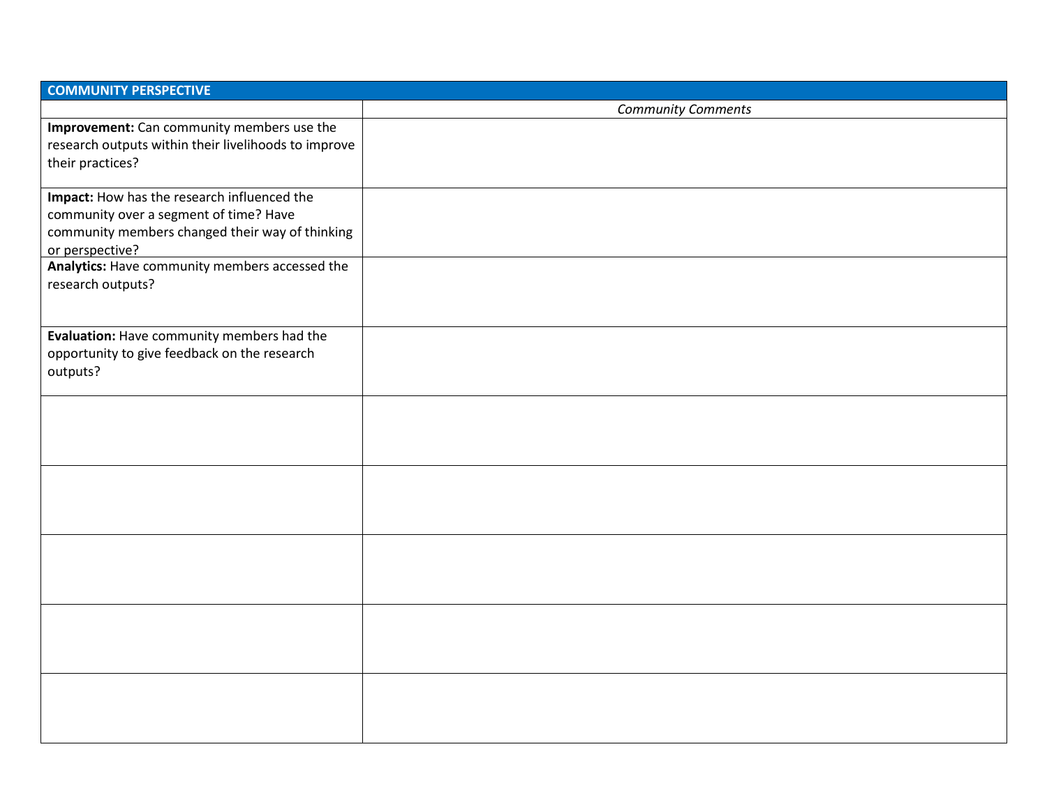| COMMUNITY PERSPECTIVE | |
|---|---|
| | *Community Comments* |
| **Improvement:** Can community members use the research outputs within their livelihoods to improve their practices? | |
| **Impact:** How has the research influenced the community over a segment of time? Have community members changed their way of thinking or perspective? | |
| **Analytics:** Have community members accessed the research outputs? | |
| **Evaluation:** Have community members had the opportunity to give feedback on the research outputs? | |
| | |
| | |
| | |
| | |
| | |